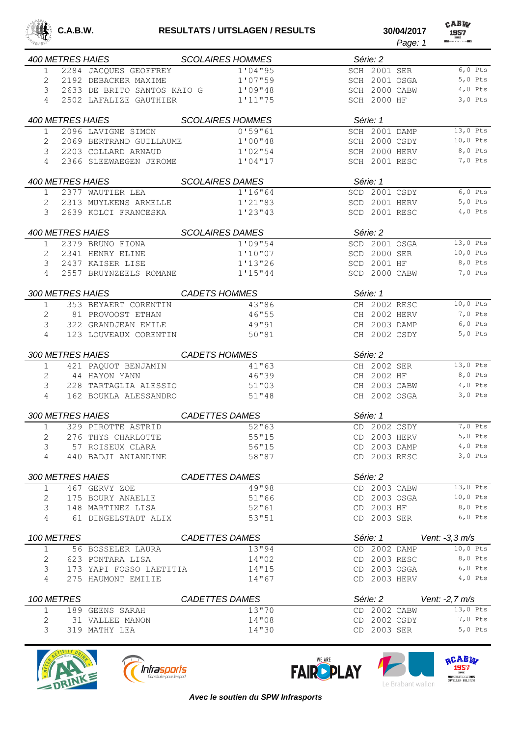**C.A.B.W.** **RESULTATS / UITSLAGEN / RESULTS** **30/04/2017**

### 400 METRES HAIES — SCOLAIRES HOMMES — Série: 2

| | | | | | | | |
|---|---|---|---|---|---|---|---|
| 1 | 2284 | JACQUES GEOFFREY | 1'04"95 | SCH | 2001 | SER | 6,0 Pts |
| 2 | 2192 | DEBACKER MAXIME | 1'07"59 | SCH | 2001 | OSGA | 5,0 Pts |
| 3 | 2633 | DE BRITO SANTOS KAIO G | 1'09"48 | SCH | 2000 | CABW | 4,0 Pts |
| 4 | 2502 | LAFALIZE GAUTHIER | 1'11"75 | SCH | 2000 | HF | 3,0 Pts |

### 400 METRES HAIES — SCOLAIRES HOMMES — Série: 1

| | | | | | | | |
|---|---|---|---|---|---|---|---|
| 1 | 2096 | LAVIGNE SIMON | 0'59"61 | SCH | 2001 | DAMP | 13,0 Pts |
| 2 | 2069 | BERTRAND GUILLAUME | 1'00"48 | SCH | 2000 | CSDY | 10,0 Pts |
| 3 | 2203 | COLLARD ARNAUD | 1'02"54 | SCH | 2000 | HERV | 8,0 Pts |
| 4 | 2366 | SLEEWAEGEN JEROME | 1'04"17 | SCH | 2001 | RESC | 7,0 Pts |

### 400 METRES HAIES — SCOLAIRES DAMES — Série: 1

| | | | | | | | |
|---|---|---|---|---|---|---|---|
| 1 | 2377 | WAUTIER LEA | 1'16"64 | SCD | 2001 | CSDY | 6,0 Pts |
| 2 | 2313 | MUYLKENS ARMELLE | 1'21"83 | SCD | 2001 | HERV | 5,0 Pts |
| 3 | 2639 | KOLCI FRANCESKA | 1'23"43 | SCD | 2001 | RESC | 4,0 Pts |

### 400 METRES HAIES — SCOLAIRES DAMES — Série: 2

| | | | | | | | |
|---|---|---|---|---|---|---|---|
| 1 | 2379 | BRUNO FIONA | 1'09"54 | SCD | 2001 | OSGA | 13,0 Pts |
| 2 | 2341 | HENRY ELINE | 1'10"07 | SCD | 2000 | SER | 10,0 Pts |
| 3 | 2437 | KAISER LISE | 1'13"26 | SCD | 2001 | HF | 8,0 Pts |
| 4 | 2557 | BRUYNZEELS ROMANE | 1'15"44 | SCD | 2000 | CABW | 7,0 Pts |

### 300 METRES HAIES — CADETS HOMMES — Série: 1

| | | | | | | | |
|---|---|---|---|---|---|---|---|
| 1 | 353 | BEYAERT CORENTIN | 43"86 | CH | 2002 | RESC | 10,0 Pts |
| 2 | 81 | PROVOOST ETHAN | 46"55 | CH | 2002 | HERV | 7,0 Pts |
| 3 | 322 | GRANDJEAN EMILE | 49"91 | CH | 2003 | DAMP | 6,0 Pts |
| 4 | 123 | LOUVEAUX CORENTIN | 50"81 | CH | 2002 | CSDY | 5,0 Pts |

### 300 METRES HAIES — CADETS HOMMES — Série: 2

| | | | | | | | |
|---|---|---|---|---|---|---|---|
| 1 | 421 | PAQUOT BENJAMIN | 41"63 | CH | 2002 | SER | 13,0 Pts |
| 2 | 44 | HAYON YANN | 46"39 | CH | 2002 | HF | 8,0 Pts |
| 3 | 228 | TARTAGLIA ALESSIO | 51"03 | CH | 2003 | CABW | 4,0 Pts |
| 4 | 162 | BOUKLA ALESSANDRO | 51"48 | CH | 2002 | OSGA | 3,0 Pts |

### 300 METRES HAIES — CADETTES DAMES — Série: 1

| | | | | | | | |
|---|---|---|---|---|---|---|---|
| 1 | 329 | PIROTTE ASTRID | 52"63 | CD | 2002 | CSDY | 7,0 Pts |
| 2 | 276 | THYS CHARLOTTE | 55"15 | CD | 2003 | HERV | 5,0 Pts |
| 3 | 57 | ROISEUX CLARA | 56"15 | CD | 2003 | DAMP | 4,0 Pts |
| 4 | 440 | BADJI ANIANDINE | 58"87 | CD | 2003 | RESC | 3,0 Pts |

### 300 METRES HAIES — CADETTES DAMES — Série: 2

| | | | | | | | |
|---|---|---|---|---|---|---|---|
| 1 | 467 | GERVY ZOE | 49"98 | CD | 2003 | CABW | 13,0 Pts |
| 2 | 175 | BOURY ANAELLE | 51"66 | CD | 2003 | OSGA | 10,0 Pts |
| 3 | 148 | MARTINEZ LISA | 52"61 | CD | 2003 | HF | 8,0 Pts |
| 4 | 61 | DINGELSTADT ALIX | 53"51 | CD | 2003 | SER | 6,0 Pts |

### 100 METRES — CADETTES DAMES — Série: 1 — Vent: -3,3 m/s

| | | | | | | | |
|---|---|---|---|---|---|---|---|
| 1 | 56 | BOSSELER LAURA | 13"94 | CD | 2002 | DAMP | 10,0 Pts |
| 2 | 623 | PONTARA LISA | 14"02 | CD | 2003 | RESC | 8,0 Pts |
| 3 | 173 | YAPI FOSSO LAETITIA | 14"15 | CD | 2003 | OSGA | 6,0 Pts |
| 4 | 275 | HAUMONT EMILIE | 14"67 | CD | 2003 | HERV | 4,0 Pts |

### 100 METRES — CADETTES DAMES — Série: 2 — Vent: -2,7 m/s

| | | | | | | | |
|---|---|---|---|---|---|---|---|
| 1 | 189 | GEENS SARAH | 13"70 | CD | 2002 | CABW | 13,0 Pts |
| 2 | 31 | VALLEE MANON | 14"08 | CD | 2002 | CSDY | 7,0 Pts |
| 3 | 319 | MATHY LEA | 14"30 | CD | 2003 | SER | 5,0 Pts |

*Avec le soutien du SPW Infrasports*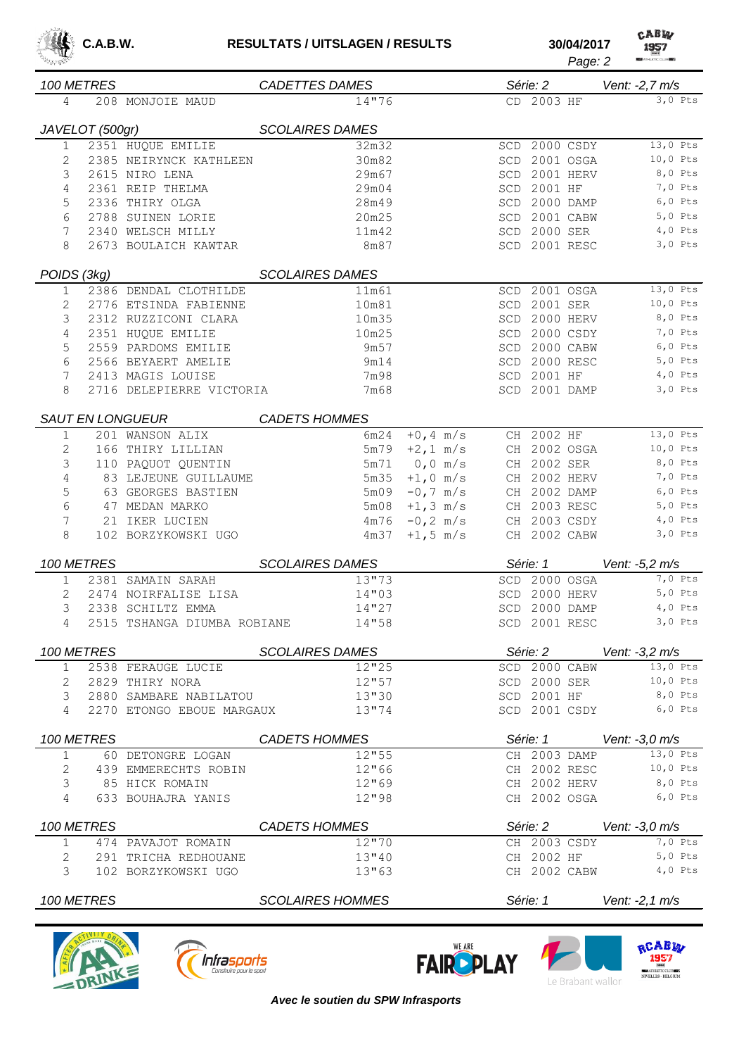## 100 METRES — CADETTES DAMES — Série: 2 — Vent: -2,7 m/s

| | | | | | | |
|---|---|---|---|---|---|---|
| 4 | 208 | MONJOIE MAUD | 14"76 | CD | 2003 HF | 3,0 Pts |

## JAVELOT (500gr) — SCOLAIRES DAMES

| | | | | | | |
|---|---|---|---|---|---|---|
| 1 | 2351 | HUQUE EMILIE | 32m32 | SCD | 2000 CSDY | 13,0 Pts |
| 2 | 2385 | NEIRYNCK KATHLEEN | 30m82 | SCD | 2001 OSGA | 10,0 Pts |
| 3 | 2615 | NIRO LENA | 29m67 | SCD | 2001 HERV | 8,0 Pts |
| 4 | 2361 | REIP THELMA | 29m04 | SCD | 2001 HF | 7,0 Pts |
| 5 | 2336 | THIRY OLGA | 28m49 | SCD | 2000 DAMP | 6,0 Pts |
| 6 | 2788 | SUINEN LORIE | 20m25 | SCD | 2001 CABW | 5,0 Pts |
| 7 | 2340 | WELSCH MILLY | 11m42 | SCD | 2000 SER | 4,0 Pts |
| 8 | 2673 | BOULAICH KAWTAR | 8m87 | SCD | 2001 RESC | 3,0 Pts |

## POIDS (3kg) — SCOLAIRES DAMES

| | | | | | | |
|---|---|---|---|---|---|---|
| 1 | 2386 | DENDAL CLOTHILDE | 11m61 | SCD | 2001 OSGA | 13,0 Pts |
| 2 | 2776 | ETSINDA FABIENNE | 10m81 | SCD | 2001 SER | 10,0 Pts |
| 3 | 2312 | RUZZICONI CLARA | 10m35 | SCD | 2000 HERV | 8,0 Pts |
| 4 | 2351 | HUQUE EMILIE | 10m25 | SCD | 2000 CSDY | 7,0 Pts |
| 5 | 2559 | PARDOMS EMILIE | 9m57 | SCD | 2000 CABW | 6,0 Pts |
| 6 | 2566 | BEYAERT AMELIE | 9m14 | SCD | 2000 RESC | 5,0 Pts |
| 7 | 2413 | MAGIS LOUISE | 7m98 | SCD | 2001 HF | 4,0 Pts |
| 8 | 2716 | DELEPIERRE VICTORIA | 7m68 | SCD | 2001 DAMP | 3,0 Pts |

## SAUT EN LONGUEUR — CADETS HOMMES

| | | | | | | | |
|---|---|---|---|---|---|---|---|
| 1 | 201 | WANSON ALIX | 6m24 | +0,4 m/s | CH | 2002 HF | 13,0 Pts |
| 2 | 166 | THIRY LILLIAN | 5m79 | +2,1 m/s | CH | 2002 OSGA | 10,0 Pts |
| 3 | 110 | PAQUOT QUENTIN | 5m71 | 0,0 m/s | CH | 2002 SER | 8,0 Pts |
| 4 | 83 | LEJEUNE GUILLAUME | 5m35 | +1,0 m/s | CH | 2002 HERV | 7,0 Pts |
| 5 | 63 | GEORGES BASTIEN | 5m09 | -0,7 m/s | CH | 2002 DAMP | 6,0 Pts |
| 6 | 47 | MEDAN MARKO | 5m08 | +1,3 m/s | CH | 2003 RESC | 5,0 Pts |
| 7 | 21 | IKER LUCIEN | 4m76 | -0,2 m/s | CH | 2003 CSDY | 4,0 Pts |
| 8 | 102 | BORZYKOWSKI UGO | 4m37 | +1,5 m/s | CH | 2002 CABW | 3,0 Pts |

## 100 METRES — SCOLAIRES DAMES — Série: 1 — Vent: -5,2 m/s

| | | | | | | |
|---|---|---|---|---|---|---|
| 1 | 2381 | SAMAIN SARAH | 13"73 | SCD | 2000 OSGA | 7,0 Pts |
| 2 | 2474 | NOIRFALISE LISA | 14"03 | SCD | 2000 HERV | 5,0 Pts |
| 3 | 2338 | SCHILTZ EMMA | 14"27 | SCD | 2000 DAMP | 4,0 Pts |
| 4 | 2515 | TSHANGA DIUMBA ROBIANE | 14"58 | SCD | 2001 RESC | 3,0 Pts |

## 100 METRES — SCOLAIRES DAMES — Série: 2 — Vent: -3,2 m/s

| | | | | | | |
|---|---|---|---|---|---|---|
| 1 | 2538 | FERAUGE LUCIE | 12"25 | SCD | 2000 CABW | 13,0 Pts |
| 2 | 2829 | THIRY NORA | 12"57 | SCD | 2000 SER | 10,0 Pts |
| 3 | 2880 | SAMBARE NABILATOU | 13"30 | SCD | 2001 HF | 8,0 Pts |
| 4 | 2270 | ETONGO EBOUE MARGAUX | 13"74 | SCD | 2001 CSDY | 6,0 Pts |

## 100 METRES — CADETS HOMMES — Série: 1 — Vent: -3,0 m/s

| | | | | | | |
|---|---|---|---|---|---|---|
| 1 | 60 | DETONGRE LOGAN | 12"55 | CH | 2003 DAMP | 13,0 Pts |
| 2 | 439 | EMMERECHTS ROBIN | 12"66 | CH | 2002 RESC | 10,0 Pts |
| 3 | 85 | HICK ROMAIN | 12"69 | CH | 2002 HERV | 8,0 Pts |
| 4 | 633 | BOUHAJRA YANIS | 12"98 | CH | 2002 OSGA | 6,0 Pts |

## 100 METRES — CADETS HOMMES — Série: 2 — Vent: -3,0 m/s

| | | | | | | |
|---|---|---|---|---|---|---|
| 1 | 474 | PAVAJOT ROMAIN | 12"70 | CH | 2003 CSDY | 7,0 Pts |
| 2 | 291 | TRICHA REDHOUANE | 13"40 | CH | 2002 HF | 5,0 Pts |
| 3 | 102 | BORZYKOWSKI UGO | 13"63 | CH | 2002 CABW | 4,0 Pts |

## 100 METRES — SCOLAIRES HOMMES — Série: 1 — Vent: -2,1 m/s

*Avec le soutien du SPW Infrasports*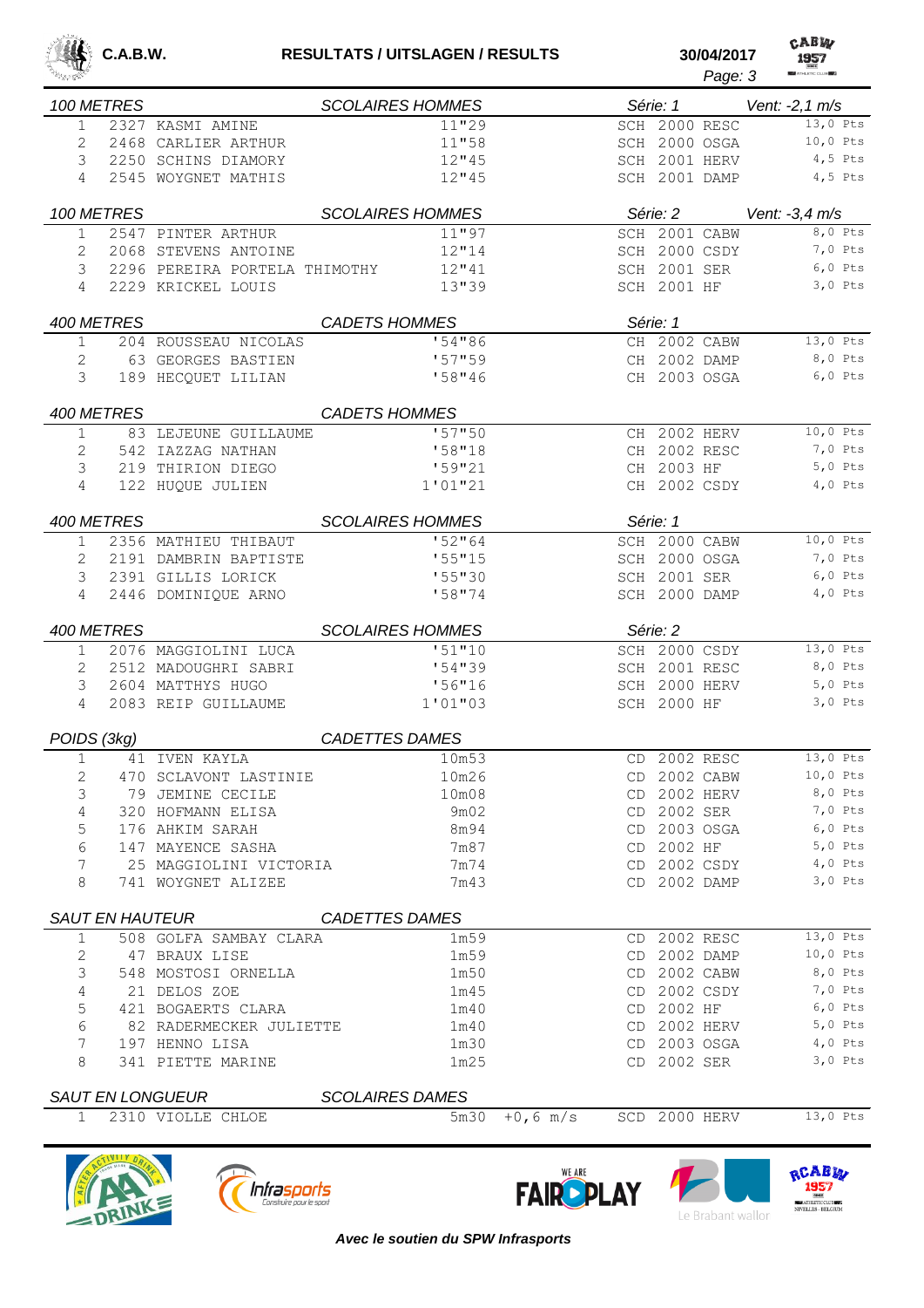**C.A.B.W.** **RESULTATS / UITSLAGEN / RESULTS** **30/04/2017**

### 100 METRES — SCOLAIRES HOMMES — Série: 1 — Vent: -2,1 m/s

| | | | | | |
|---|---|---|---|---|---|
| 1 | 2327 | KASMI AMINE | 11"29 | SCH 2000 RESC | 13,0 Pts |
| 2 | 2468 | CARLIER ARTHUR | 11"58 | SCH 2000 OSGA | 10,0 Pts |
| 3 | 2250 | SCHINS DIAMORY | 12"45 | SCH 2001 HERV | 4,5 Pts |
| 4 | 2545 | WOYGNET MATHIS | 12"45 | SCH 2001 DAMP | 4,5 Pts |

### 100 METRES — SCOLAIRES HOMMES — Série: 2 — Vent: -3,4 m/s

| | | | | | |
|---|---|---|---|---|---|
| 1 | 2547 | PINTER ARTHUR | 11"97 | SCH 2001 CABW | 8,0 Pts |
| 2 | 2068 | STEVENS ANTOINE | 12"14 | SCH 2000 CSDY | 7,0 Pts |
| 3 | 2296 | PEREIRA PORTELA THIMOTHY | 12"41 | SCH 2001 SER | 6,0 Pts |
| 4 | 2229 | KRICKEL LOUIS | 13"39 | SCH 2001 HF | 3,0 Pts |

### 400 METRES — CADETS HOMMES — Série: 1

| | | | | | |
|---|---|---|---|---|---|
| 1 | 204 | ROUSSEAU NICOLAS | '54"86 | CH 2002 CABW | 13,0 Pts |
| 2 | 63 | GEORGES BASTIEN | '57"59 | CH 2002 DAMP | 8,0 Pts |
| 3 | 189 | HECQUET LILIAN | '58"46 | CH 2003 OSGA | 6,0 Pts |

### 400 METRES — CADETS HOMMES

| | | | | | |
|---|---|---|---|---|---|
| 1 | 83 | LEJEUNE GUILLAUME | '57"50 | CH 2002 HERV | 10,0 Pts |
| 2 | 542 | IAZZAG NATHAN | '58"18 | CH 2002 RESC | 7,0 Pts |
| 3 | 219 | THIRION DIEGO | '59"21 | CH 2003 HF | 5,0 Pts |
| 4 | 122 | HUQUE JULIEN | 1'01"21 | CH 2002 CSDY | 4,0 Pts |

### 400 METRES — SCOLAIRES HOMMES — Série: 1

| | | | | | |
|---|---|---|---|---|---|
| 1 | 2356 | MATHIEU THIBAUT | '52"64 | SCH 2000 CABW | 10,0 Pts |
| 2 | 2191 | DAMBRIN BAPTISTE | '55"15 | SCH 2000 OSGA | 7,0 Pts |
| 3 | 2391 | GILLIS LORICK | '55"30 | SCH 2001 SER | 6,0 Pts |
| 4 | 2446 | DOMINIQUE ARNO | '58"74 | SCH 2000 DAMP | 4,0 Pts |

### 400 METRES — SCOLAIRES HOMMES — Série: 2

| | | | | | |
|---|---|---|---|---|---|
| 1 | 2076 | MAGGIOLINI LUCA | '51"10 | SCH 2000 CSDY | 13,0 Pts |
| 2 | 2512 | MADOUGHRI SABRI | '54"39 | SCH 2001 RESC | 8,0 Pts |
| 3 | 2604 | MATTHYS HUGO | '56"16 | SCH 2000 HERV | 5,0 Pts |
| 4 | 2083 | REIP GUILLAUME | 1'01"03 | SCH 2000 HF | 3,0 Pts |

### POIDS (3kg) — CADETTES DAMES

| | | | | | |
|---|---|---|---|---|---|
| 1 | 41 | IVEN KAYLA | 10m53 | CD 2002 RESC | 13,0 Pts |
| 2 | 470 | SCLAVONT LASTINIE | 10m26 | CD 2002 CABW | 10,0 Pts |
| 3 | 79 | JEMINE CECILE | 10m08 | CD 2002 HERV | 8,0 Pts |
| 4 | 320 | HOFMANN ELISA | 9m02 | CD 2002 SER | 7,0 Pts |
| 5 | 176 | AHKIM SARAH | 8m94 | CD 2003 OSGA | 6,0 Pts |
| 6 | 147 | MAYENCE SASHA | 7m87 | CD 2002 HF | 5,0 Pts |
| 7 | 25 | MAGGIOLINI VICTORIA | 7m74 | CD 2002 CSDY | 4,0 Pts |
| 8 | 741 | WOYGNET ALIZEE | 7m43 | CD 2002 DAMP | 3,0 Pts |

### SAUT EN HAUTEUR — CADETTES DAMES

| | | | | | |
|---|---|---|---|---|---|
| 1 | 508 | GOLFA SAMBAY CLARA | 1m59 | CD 2002 RESC | 13,0 Pts |
| 2 | 47 | BRAUX LISE | 1m59 | CD 2002 DAMP | 10,0 Pts |
| 3 | 548 | MOSTOSI ORNELLA | 1m50 | CD 2002 CABW | 8,0 Pts |
| 4 | 21 | DELOS ZOE | 1m45 | CD 2002 CSDY | 7,0 Pts |
| 5 | 421 | BOGAERTS CLARA | 1m40 | CD 2002 HF | 6,0 Pts |
| 6 | 82 | RADERMECKER JULIETTE | 1m40 | CD 2002 HERV | 5,0 Pts |
| 7 | 197 | HENNO LISA | 1m30 | CD 2003 OSGA | 4,0 Pts |
| 8 | 341 | PIETTE MARINE | 1m25 | CD 2002 SER | 3,0 Pts |

### SAUT EN LONGUEUR — SCOLAIRES DAMES

| | | | | | | |
|---|---|---|---|---|---|---|
| 1 | 2310 | VIOLLE CHLOE | 5m30 | +0,6 m/s | SCD 2000 HERV | 13,0 Pts |

*Avec le soutien du SPW Infrasports*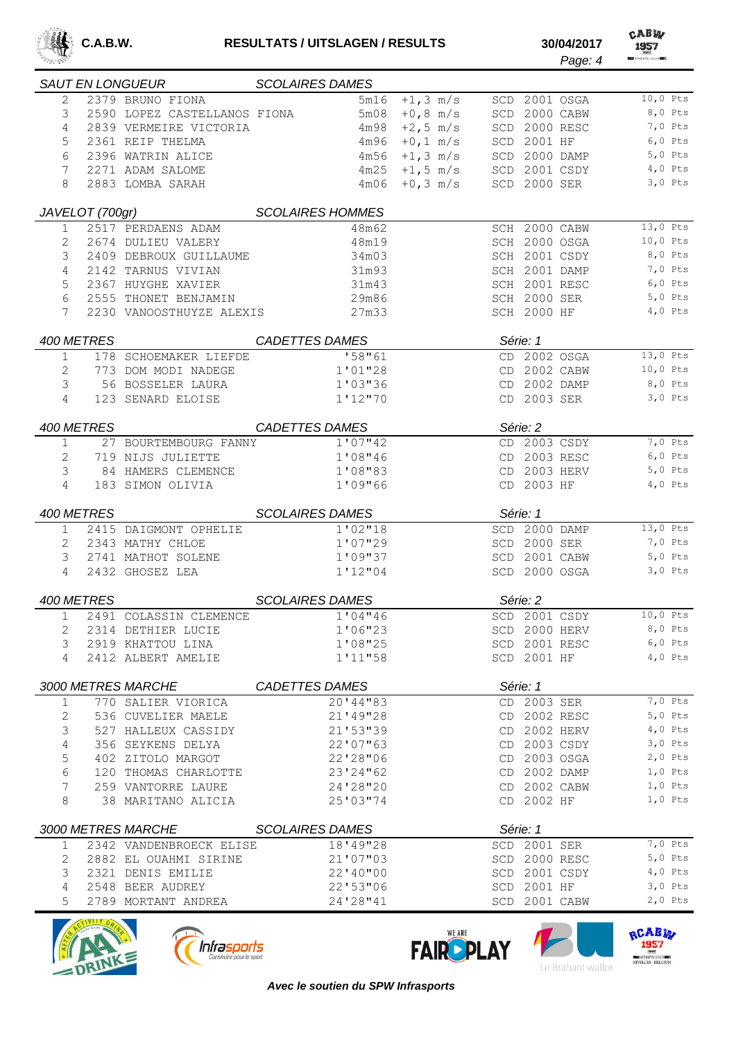### SAUT EN LONGUEUR — SCOLAIRES DAMES

| Pl. | N° | Nom | Perf. | Vent | Cat. | Année | Club | Pts |
|---|---|---|---|---|---|---|---|---|
| 2 | 2379 | BRUNO FIONA | 5m16 | +1,3 m/s | SCD | 2001 | OSGA | 10,0 Pts |
| 3 | 2590 | LOPEZ CASTELLANOS FIONA | 5m08 | +0,8 m/s | SCD | 2000 | CABW | 8,0 Pts |
| 4 | 2839 | VERMEIRE VICTORIA | 4m98 | +2,5 m/s | SCD | 2000 | RESC | 7,0 Pts |
| 5 | 2361 | REIP THELMA | 4m96 | +0,1 m/s | SCD | 2001 | HF | 6,0 Pts |
| 6 | 2396 | WATRIN ALICE | 4m56 | +1,3 m/s | SCD | 2000 | DAMP | 5,0 Pts |
| 7 | 2271 | ADAM SALOME | 4m25 | +1,5 m/s | SCD | 2001 | CSDY | 4,0 Pts |
| 8 | 2883 | LOMBA SARAH | 4m06 | +0,3 m/s | SCD | 2000 | SER | 3,0 Pts |

### JAVELOT (700gr) — SCOLAIRES HOMMES

| Pl. | N° | Nom | Perf. | Cat. | Année | Club | Pts |
|---|---|---|---|---|---|---|---|
| 1 | 2517 | PERDAENS ADAM | 48m62 | SCH | 2000 | CABW | 13,0 Pts |
| 2 | 2674 | DULIEU VALERY | 48m19 | SCH | 2000 | OSGA | 10,0 Pts |
| 3 | 2409 | DEBROUX GUILLAUME | 34m03 | SCH | 2001 | CSDY | 8,0 Pts |
| 4 | 2142 | TARNUS VIVIAN | 31m93 | SCH | 2001 | DAMP | 7,0 Pts |
| 5 | 2367 | HUYGHE XAVIER | 31m43 | SCH | 2001 | RESC | 6,0 Pts |
| 6 | 2555 | THONET BENJAMIN | 29m86 | SCH | 2000 | SER | 5,0 Pts |
| 7 | 2230 | VANOOSTHUYZE ALEXIS | 27m33 | SCH | 2000 | HF | 4,0 Pts |

### 400 METRES — CADETTES DAMES — Série: 1

| Pl. | N° | Nom | Perf. | Cat. | Année | Club | Pts |
|---|---|---|---|---|---|---|---|
| 1 | 178 | SCHOEMAKER LIEFDE | '58"61 | CD | 2002 | OSGA | 13,0 Pts |
| 2 | 773 | DOM MODI NADEGE | 1'01"28 | CD | 2002 | CABW | 10,0 Pts |
| 3 | 56 | BOSSELER LAURA | 1'03"36 | CD | 2002 | DAMP | 8,0 Pts |
| 4 | 123 | SENARD ELOISE | 1'12"70 | CD | 2003 | SER | 3,0 Pts |

### 400 METRES — CADETTES DAMES — Série: 2

| Pl. | N° | Nom | Perf. | Cat. | Année | Club | Pts |
|---|---|---|---|---|---|---|---|
| 1 | 27 | BOURTEMBOURG FANNY | 1'07"42 | CD | 2003 | CSDY | 7,0 Pts |
| 2 | 719 | NIJS JULIETTE | 1'08"46 | CD | 2003 | RESC | 6,0 Pts |
| 3 | 84 | HAMERS CLEMENCE | 1'08"83 | CD | 2003 | HERV | 5,0 Pts |
| 4 | 183 | SIMON OLIVIA | 1'09"66 | CD | 2003 | HF | 4,0 Pts |

### 400 METRES — SCOLAIRES DAMES — Série: 1

| Pl. | N° | Nom | Perf. | Cat. | Année | Club | Pts |
|---|---|---|---|---|---|---|---|
| 1 | 2415 | DAIGMONT OPHELIE | 1'02"18 | SCD | 2000 | DAMP | 13,0 Pts |
| 2 | 2343 | MATHY CHLOE | 1'07"29 | SCD | 2000 | SER | 7,0 Pts |
| 3 | 2741 | MATHOT SOLENE | 1'09"37 | SCD | 2001 | CABW | 5,0 Pts |
| 4 | 2432 | GHOSEZ LEA | 1'12"04 | SCD | 2000 | OSGA | 3,0 Pts |

### 400 METRES — SCOLAIRES DAMES — Série: 2

| Pl. | N° | Nom | Perf. | Cat. | Année | Club | Pts |
|---|---|---|---|---|---|---|---|
| 1 | 2491 | COLASSIN CLEMENCE | 1'04"46 | SCD | 2001 | CSDY | 10,0 Pts |
| 2 | 2314 | DETHIER LUCIE | 1'06"23 | SCD | 2000 | HERV | 8,0 Pts |
| 3 | 2919 | KHATTOU LINA | 1'08"25 | SCD | 2001 | RESC | 6,0 Pts |
| 4 | 2412 | ALBERT AMELIE | 1'11"58 | SCD | 2001 | HF | 4,0 Pts |

### 3000 METRES MARCHE — CADETTES DAMES — Série: 1

| Pl. | N° | Nom | Perf. | Cat. | Année | Club | Pts |
|---|---|---|---|---|---|---|---|
| 1 | 770 | SALIER VIORICA | 20'44"83 | CD | 2003 | SER | 7,0 Pts |
| 2 | 536 | CUVELIER MAELE | 21'49"28 | CD | 2002 | RESC | 5,0 Pts |
| 3 | 527 | HALLEUX CASSIDY | 21'53"39 | CD | 2002 | HERV | 4,0 Pts |
| 4 | 356 | SEYKENS DELYA | 22'07"63 | CD | 2003 | CSDY | 3,0 Pts |
| 5 | 402 | ZITOLO MARGOT | 22'28"06 | CD | 2003 | OSGA | 2,0 Pts |
| 6 | 120 | THOMAS CHARLOTTE | 23'24"62 | CD | 2002 | DAMP | 1,0 Pts |
| 7 | 259 | VANTORRE LAURE | 24'28"20 | CD | 2002 | CABW | 1,0 Pts |
| 8 | 38 | MARITANO ALICIA | 25'03"74 | CD | 2002 | HF | 1,0 Pts |

### 3000 METRES MARCHE — SCOLAIRES DAMES — Série: 1

| Pl. | N° | Nom | Perf. | Cat. | Année | Club | Pts |
|---|---|---|---|---|---|---|---|
| 1 | 2342 | VANDENBROECK ELISE | 18'49"28 | SCD | 2001 | SER | 7,0 Pts |
| 2 | 2882 | EL OUAHMI SIRINE | 21'07"03 | SCD | 2000 | RESC | 5,0 Pts |
| 3 | 2321 | DENIS EMILIE | 22'40"00 | SCD | 2001 | CSDY | 4,0 Pts |
| 4 | 2548 | BEER AUDREY | 22'53"06 | SCD | 2001 | HF | 3,0 Pts |
| 5 | 2789 | MORTANT ANDREA | 24'28"41 | SCD | 2001 | CABW | 2,0 Pts |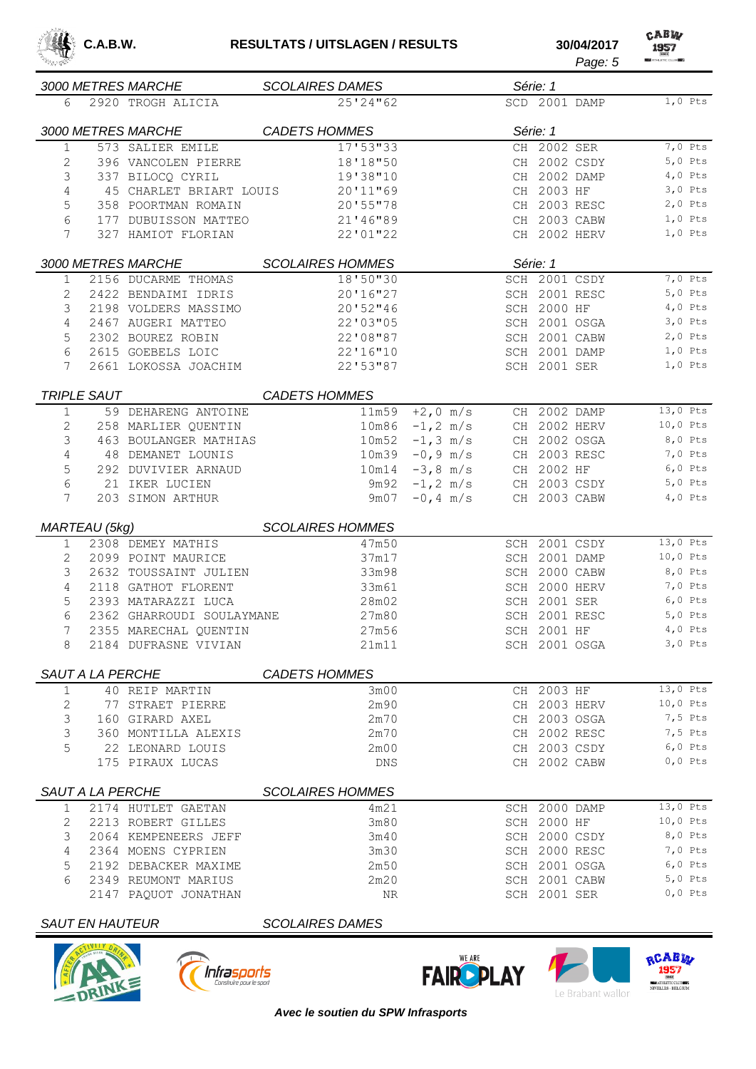## 3000 METRES MARCHE — SCOLAIRES DAMES — Série: 1

| Pl. | N° | Nom | Perf. | Cat. | Année | Club | Pts |
|---|---|---|---|---|---|---|---|
| 6 | 2920 | TROGH ALICIA | 25'24"62 | SCD | 2001 | DAMP | 1,0 Pts |

## 3000 METRES MARCHE — CADETS HOMMES — Série: 1

| Pl. | N° | Nom | Perf. | Cat. | Année | Club | Pts |
|---|---|---|---|---|---|---|---|
| 1 | 573 | SALIER EMILE | 17'53"33 | CH | 2002 | SER | 7,0 Pts |
| 2 | 396 | VANCOLEN PIERRE | 18'18"50 | CH | 2002 | CSDY | 5,0 Pts |
| 3 | 337 | BILOCQ CYRIL | 19'38"10 | CH | 2002 | DAMP | 4,0 Pts |
| 4 | 45 | CHARLET BRIART LOUIS | 20'11"69 | CH | 2003 | HF | 3,0 Pts |
| 5 | 358 | POORTMAN ROMAIN | 20'55"78 | CH | 2003 | RESC | 2,0 Pts |
| 6 | 177 | DUBUISSON MATTEO | 21'46"89 | CH | 2003 | CABW | 1,0 Pts |
| 7 | 327 | HAMIOT FLORIAN | 22'01"22 | CH | 2002 | HERV | 1,0 Pts |

## 3000 METRES MARCHE — SCOLAIRES HOMMES — Série: 1

| Pl. | N° | Nom | Perf. | Cat. | Année | Club | Pts |
|---|---|---|---|---|---|---|---|
| 1 | 2156 | DUCARME THOMAS | 18'50"30 | SCH | 2001 | CSDY | 7,0 Pts |
| 2 | 2422 | BENDAIMI IDRIS | 20'16"27 | SCH | 2001 | RESC | 5,0 Pts |
| 3 | 2198 | VOLDERS MASSIMO | 20'52"46 | SCH | 2000 | HF | 4,0 Pts |
| 4 | 2467 | AUGERI MATTEO | 22'03"05 | SCH | 2001 | OSGA | 3,0 Pts |
| 5 | 2302 | BOUREZ ROBIN | 22'08"87 | SCH | 2001 | CABW | 2,0 Pts |
| 6 | 2615 | GOEBELS LOIC | 22'16"10 | SCH | 2001 | DAMP | 1,0 Pts |
| 7 | 2661 | LOKOSSA JOACHIM | 22'53"87 | SCH | 2001 | SER | 1,0 Pts |

## TRIPLE SAUT — CADETS HOMMES

| Pl. | N° | Nom | Perf. | Vent | Cat. | Année | Club | Pts |
|---|---|---|---|---|---|---|---|---|
| 1 | 59 | DEHARENG ANTOINE | 11m59 | +2,0 m/s | CH | 2002 | DAMP | 13,0 Pts |
| 2 | 258 | MARLIER QUENTIN | 10m86 | -1,2 m/s | CH | 2002 | HERV | 10,0 Pts |
| 3 | 463 | BOULANGER MATHIAS | 10m52 | -1,3 m/s | CH | 2002 | OSGA | 8,0 Pts |
| 4 | 48 | DEMANET LOUNIS | 10m39 | -0,9 m/s | CH | 2003 | RESC | 7,0 Pts |
| 5 | 292 | DUVIVIER ARNAUD | 10m14 | -3,8 m/s | CH | 2002 | HF | 6,0 Pts |
| 6 | 21 | IKER LUCIEN | 9m92 | -1,2 m/s | CH | 2003 | CSDY | 5,0 Pts |
| 7 | 203 | SIMON ARTHUR | 9m07 | -0,4 m/s | CH | 2003 | CABW | 4,0 Pts |

## MARTEAU (5kg) — SCOLAIRES HOMMES

| Pl. | N° | Nom | Perf. | Cat. | Année | Club | Pts |
|---|---|---|---|---|---|---|---|
| 1 | 2308 | DEMEY MATHIS | 47m50 | SCH | 2001 | CSDY | 13,0 Pts |
| 2 | 2099 | POINT MAURICE | 37m17 | SCH | 2001 | DAMP | 10,0 Pts |
| 3 | 2632 | TOUSSAINT JULIEN | 33m98 | SCH | 2000 | CABW | 8,0 Pts |
| 4 | 2118 | GATHOT FLORENT | 33m61 | SCH | 2000 | HERV | 7,0 Pts |
| 5 | 2393 | MATARAZZI LUCA | 28m02 | SCH | 2001 | SER | 6,0 Pts |
| 6 | 2362 | GHARROUDI SOULAYMANE | 27m80 | SCH | 2001 | RESC | 5,0 Pts |
| 7 | 2355 | MARECHAL QUENTIN | 27m56 | SCH | 2001 | HF | 4,0 Pts |
| 8 | 2184 | DUFRASNE VIVIAN | 21m11 | SCH | 2001 | OSGA | 3,0 Pts |

## SAUT A LA PERCHE — CADETS HOMMES

| Pl. | N° | Nom | Perf. | Cat. | Année | Club | Pts |
|---|---|---|---|---|---|---|---|
| 1 | 40 | REIP MARTIN | 3m00 | CH | 2003 | HF | 13,0 Pts |
| 2 | 77 | STRAET PIERRE | 2m90 | CH | 2003 | HERV | 10,0 Pts |
| 3 | 160 | GIRARD AXEL | 2m70 | CH | 2003 | OSGA | 7,5 Pts |
| 3 | 360 | MONTILLA ALEXIS | 2m70 | CH | 2002 | RESC | 7,5 Pts |
| 5 | 22 | LEONARD LOUIS | 2m00 | CH | 2003 | CSDY | 6,0 Pts |
| | 175 | PIRAUX LUCAS | DNS | CH | 2002 | CABW | 0,0 Pts |

## SAUT A LA PERCHE — SCOLAIRES HOMMES

| Pl. | N° | Nom | Perf. | Cat. | Année | Club | Pts |
|---|---|---|---|---|---|---|---|
| 1 | 2174 | HUTLET GAETAN | 4m21 | SCH | 2000 | DAMP | 13,0 Pts |
| 2 | 2213 | ROBERT GILLES | 3m80 | SCH | 2000 | HF | 10,0 Pts |
| 3 | 2064 | KEMPENEERS JEFF | 3m40 | SCH | 2000 | CSDY | 8,0 Pts |
| 4 | 2364 | MOENS CYPRIEN | 3m30 | SCH | 2000 | RESC | 7,0 Pts |
| 5 | 2192 | DEBACKER MAXIME | 2m50 | SCH | 2001 | OSGA | 6,0 Pts |
| 6 | 2349 | REUMONT MARIUS | 2m20 | SCH | 2001 | CABW | 5,0 Pts |
| | 2147 | PAQUOT JONATHAN | NR | SCH | 2001 | SER | 0,0 Pts |

## SAUT EN HAUTEUR — SCOLAIRES DAMES

*Avec le soutien du SPW Infrasports*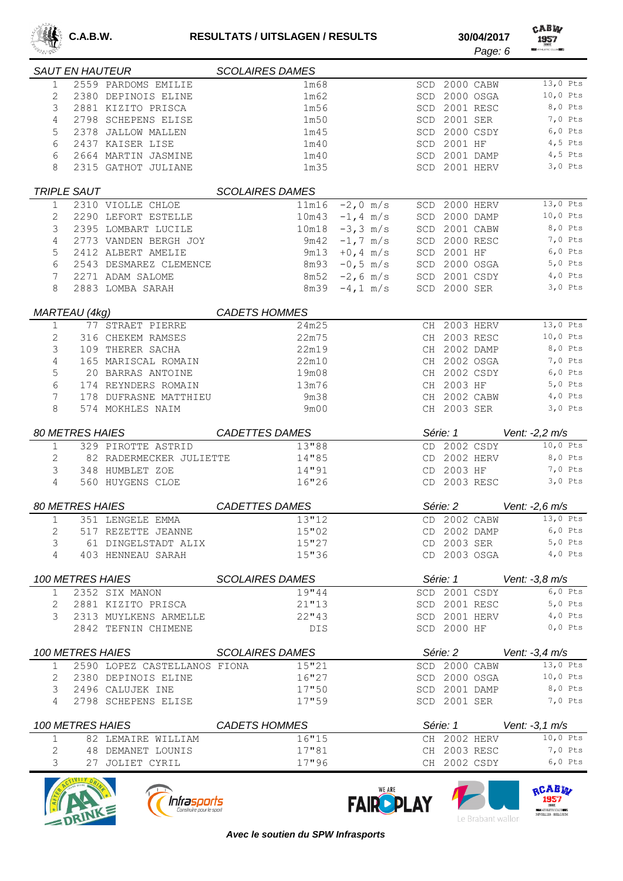## SAUT EN HAUTEUR — SCOLAIRES DAMES

| | | | | | | |
|---|---|---|---|---|---|---|
| 1 | 2559 PARDOMS EMILIE | 1m68 | SCD | 2000 | CABW | 13,0 Pts |
| 2 | 2380 DEPINOIS ELINE | 1m62 | SCD | 2000 | OSGA | 10,0 Pts |
| 3 | 2881 KIZITO PRISCA | 1m56 | SCD | 2001 | RESC | 8,0 Pts |
| 4 | 2798 SCHEPENS ELISE | 1m50 | SCD | 2001 | SER | 7,0 Pts |
| 5 | 2378 JALLOW MALLEN | 1m45 | SCD | 2000 | CSDY | 6,0 Pts |
| 6 | 2437 KAISER LISE | 1m40 | SCD | 2001 | HF | 4,5 Pts |
| 6 | 2664 MARTIN JASMINE | 1m40 | SCD | 2001 | DAMP | 4,5 Pts |
| 8 | 2315 GATHOT JULIANE | 1m35 | SCD | 2001 | HERV | 3,0 Pts |

## TRIPLE SAUT — SCOLAIRES DAMES

| | | | | | | | |
|---|---|---|---|---|---|---|---|
| 1 | 2310 VIOLLE CHLOE | 11m16 | -2,0 m/s | SCD | 2000 | HERV | 13,0 Pts |
| 2 | 2290 LEFORT ESTELLE | 10m43 | -1,4 m/s | SCD | 2000 | DAMP | 10,0 Pts |
| 3 | 2395 LOMBART LUCILE | 10m18 | -3,3 m/s | SCD | 2001 | CABW | 8,0 Pts |
| 4 | 2773 VANDEN BERGH JOY | 9m42 | -1,7 m/s | SCD | 2000 | RESC | 7,0 Pts |
| 5 | 2412 ALBERT AMELIE | 9m13 | +0,4 m/s | SCD | 2001 | HF | 6,0 Pts |
| 6 | 2543 DESMAREZ CLEMENCE | 8m93 | -0,5 m/s | SCD | 2000 | OSGA | 5,0 Pts |
| 7 | 2271 ADAM SALOME | 8m52 | -2,6 m/s | SCD | 2001 | CSDY | 4,0 Pts |
| 8 | 2883 LOMBA SARAH | 8m39 | -4,1 m/s | SCD | 2000 | SER | 3,0 Pts |

## MARTEAU (4kg) — CADETS HOMMES

| | | | | | | |
|---|---|---|---|---|---|---|
| 1 | 77 STRAET PIERRE | 24m25 | CH | 2003 | HERV | 13,0 Pts |
| 2 | 316 CHEKEM RAMSES | 22m75 | CH | 2003 | RESC | 10,0 Pts |
| 3 | 109 THERER SACHA | 22m19 | CH | 2002 | DAMP | 8,0 Pts |
| 4 | 165 MARISCAL ROMAIN | 22m10 | CH | 2002 | OSGA | 7,0 Pts |
| 5 | 20 BARRAS ANTOINE | 19m08 | CH | 2002 | CSDY | 6,0 Pts |
| 6 | 174 REYNDERS ROMAIN | 13m76 | CH | 2003 | HF | 5,0 Pts |
| 7 | 178 DUFRASNE MATTHIEU | 9m38 | CH | 2002 | CABW | 4,0 Pts |
| 8 | 574 MOKHLES NAIM | 9m00 | CH | 2003 | SER | 3,0 Pts |

## 80 METRES HAIES — CADETTES DAMES — Série: 1 — Vent: -2,2 m/s

| | | | | | | |
|---|---|---|---|---|---|---|
| 1 | 329 PIROTTE ASTRID | 13"88 | CD | 2002 | CSDY | 10,0 Pts |
| 2 | 82 RADERMECKER JULIETTE | 14"85 | CD | 2002 | HERV | 8,0 Pts |
| 3 | 348 HUMBLET ZOE | 14"91 | CD | 2003 | HF | 7,0 Pts |
| 4 | 560 HUYGENS CLOE | 16"26 | CD | 2003 | RESC | 3,0 Pts |

## 80 METRES HAIES — CADETTES DAMES — Série: 2 — Vent: -2,6 m/s

| | | | | | | |
|---|---|---|---|---|---|---|
| 1 | 351 LENGELE EMMA | 13"12 | CD | 2002 | CABW | 13,0 Pts |
| 2 | 517 REZETTE JEANNE | 15"02 | CD | 2002 | DAMP | 6,0 Pts |
| 3 | 61 DINGELSTADT ALIX | 15"27 | CD | 2003 | SER | 5,0 Pts |
| 4 | 403 HENNEAU SARAH | 15"36 | CD | 2003 | OSGA | 4,0 Pts |

## 100 METRES HAIES — SCOLAIRES DAMES — Série: 1 — Vent: -3,8 m/s

| | | | | | | |
|---|---|---|---|---|---|---|
| 1 | 2352 SIX MANON | 19"44 | SCD | 2001 | CSDY | 6,0 Pts |
| 2 | 2881 KIZITO PRISCA | 21"13 | SCD | 2001 | RESC | 5,0 Pts |
| 3 | 2313 MUYLKENS ARMELLE | 22"43 | SCD | 2001 | HERV | 4,0 Pts |
| | 2842 TEFNIN CHIMENE | DIS | SCD | 2000 | HF | 0,0 Pts |

## 100 METRES HAIES — SCOLAIRES DAMES — Série: 2 — Vent: -3,4 m/s

| | | | | | | |
|---|---|---|---|---|---|---|
| 1 | 2590 LOPEZ CASTELLANOS FIONA | 15"21 | SCD | 2000 | CABW | 13,0 Pts |
| 2 | 2380 DEPINOIS ELINE | 16"27 | SCD | 2000 | OSGA | 10,0 Pts |
| 3 | 2496 CALUJEK INE | 17"50 | SCD | 2001 | DAMP | 8,0 Pts |
| 4 | 2798 SCHEPENS ELISE | 17"59 | SCD | 2001 | SER | 7,0 Pts |

## 100 METRES HAIES — CADETS HOMMES — Série: 1 — Vent: -3,1 m/s

| | | | | | | |
|---|---|---|---|---|---|---|
| 1 | 82 LEMAIRE WILLIAM | 16"15 | CH | 2002 | HERV | 10,0 Pts |
| 2 | 48 DEMANET LOUNIS | 17"81 | CH | 2003 | RESC | 7,0 Pts |
| 3 | 27 JOLIET CYRIL | 17"96 | CH | 2002 | CSDY | 6,0 Pts |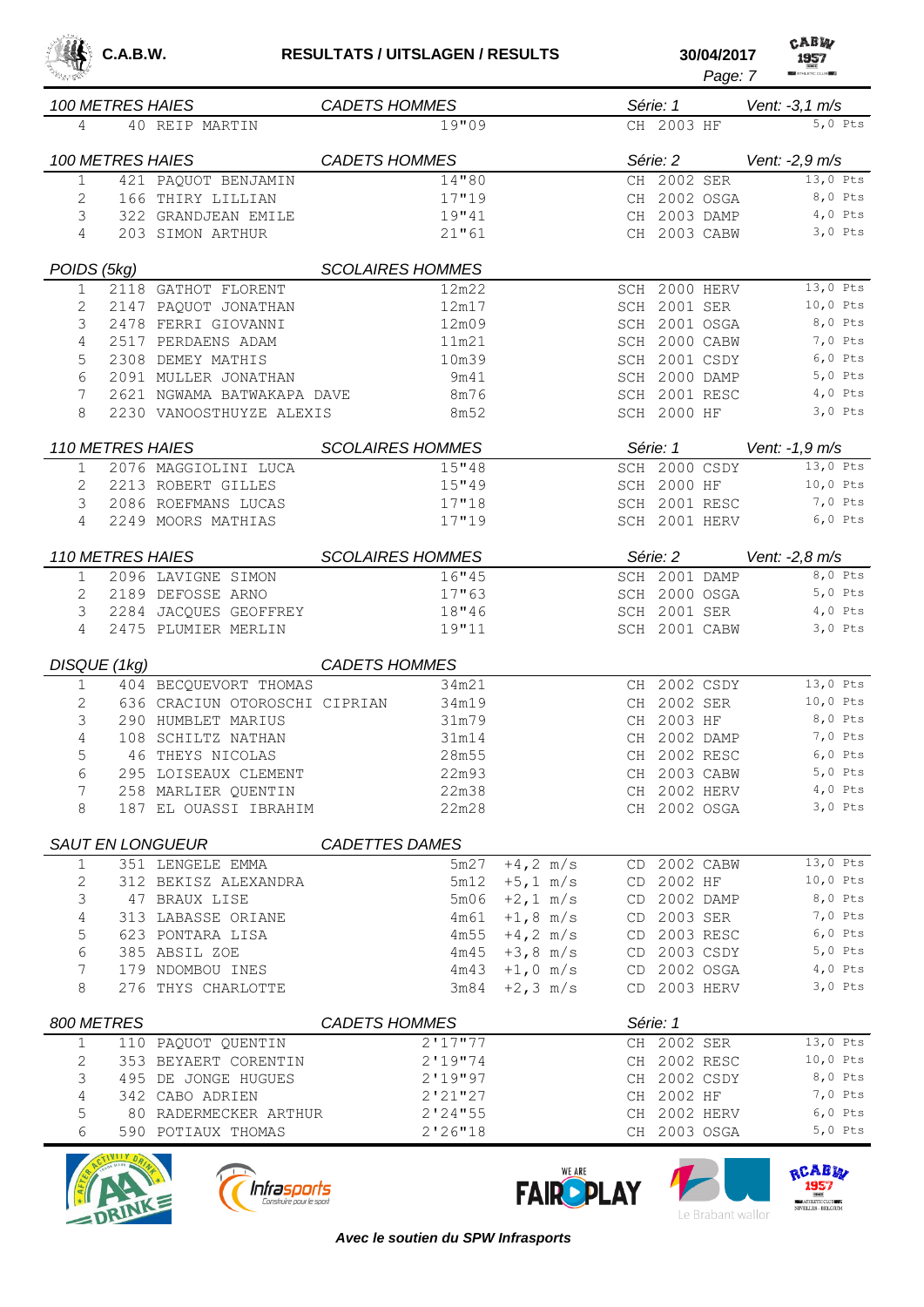C.A.B.W. **RESULTATS / UITSLAGEN / RESULTS** 30/04/2017

### 100 METRES HAIES — CADETS HOMMES — Série: 1 — Vent: -3,1 m/s

| Pl. | Dos. | Nom | Perf. | Cat. | Année | Club | Pts |
|---|---|---|---|---|---|---|---|
| 4 | 40 | REIP MARTIN | 19"09 | CH | 2003 | HF | 5,0 Pts |

### 100 METRES HAIES — CADETS HOMMES — Série: 2 — Vent: -2,9 m/s

| Pl. | Dos. | Nom | Perf. | Cat. | Année | Club | Pts |
|---|---|---|---|---|---|---|---|
| 1 | 421 | PAQUOT BENJAMIN | 14"80 | CH | 2002 | SER | 13,0 Pts |
| 2 | 166 | THIRY LILLIAN | 17"19 | CH | 2002 | OSGA | 8,0 Pts |
| 3 | 322 | GRANDJEAN EMILE | 19"41 | CH | 2003 | DAMP | 4,0 Pts |
| 4 | 203 | SIMON ARTHUR | 21"61 | CH | 2003 | CABW | 3,0 Pts |

### POIDS (5kg) — SCOLAIRES HOMMES

| Pl. | Dos. | Nom | Perf. | Cat. | Année | Club | Pts |
|---|---|---|---|---|---|---|---|
| 1 | 2118 | GATHOT FLORENT | 12m22 | SCH | 2000 | HERV | 13,0 Pts |
| 2 | 2147 | PAQUOT JONATHAN | 12m17 | SCH | 2001 | SER | 10,0 Pts |
| 3 | 2478 | FERRI GIOVANNI | 12m09 | SCH | 2001 | OSGA | 8,0 Pts |
| 4 | 2517 | PERDAENS ADAM | 11m21 | SCH | 2000 | CABW | 7,0 Pts |
| 5 | 2308 | DEMEY MATHIS | 10m39 | SCH | 2001 | CSDY | 6,0 Pts |
| 6 | 2091 | MULLER JONATHAN | 9m41 | SCH | 2000 | DAMP | 5,0 Pts |
| 7 | 2621 | NGWAMA BATWAKAPA DAVE | 8m76 | SCH | 2001 | RESC | 4,0 Pts |
| 8 | 2230 | VANOOSTHUYZE ALEXIS | 8m52 | SCH | 2000 | HF | 3,0 Pts |

### 110 METRES HAIES — SCOLAIRES HOMMES — Série: 1 — Vent: -1,9 m/s

| Pl. | Dos. | Nom | Perf. | Cat. | Année | Club | Pts |
|---|---|---|---|---|---|---|---|
| 1 | 2076 | MAGGIOLINI LUCA | 15"48 | SCH | 2000 | CSDY | 13,0 Pts |
| 2 | 2213 | ROBERT GILLES | 15"49 | SCH | 2000 | HF | 10,0 Pts |
| 3 | 2086 | ROEFMANS LUCAS | 17"18 | SCH | 2001 | RESC | 7,0 Pts |
| 4 | 2249 | MOORS MATHIAS | 17"19 | SCH | 2001 | HERV | 6,0 Pts |

### 110 METRES HAIES — SCOLAIRES HOMMES — Série: 2 — Vent: -2,8 m/s

| Pl. | Dos. | Nom | Perf. | Cat. | Année | Club | Pts |
|---|---|---|---|---|---|---|---|
| 1 | 2096 | LAVIGNE SIMON | 16"45 | SCH | 2001 | DAMP | 8,0 Pts |
| 2 | 2189 | DEFOSSE ARNO | 17"63 | SCH | 2000 | OSGA | 5,0 Pts |
| 3 | 2284 | JACQUES GEOFFREY | 18"46 | SCH | 2001 | SER | 4,0 Pts |
| 4 | 2475 | PLUMIER MERLIN | 19"11 | SCH | 2001 | CABW | 3,0 Pts |

### DISQUE (1kg) — CADETS HOMMES

| Pl. | Dos. | Nom | Perf. | Cat. | Année | Club | Pts |
|---|---|---|---|---|---|---|---|
| 1 | 404 | BECQUEVORT THOMAS | 34m21 | CH | 2002 | CSDY | 13,0 Pts |
| 2 | 636 | CRACIUN OTOROSCHI CIPRIAN | 34m19 | CH | 2002 | SER | 10,0 Pts |
| 3 | 290 | HUMBLET MARIUS | 31m79 | CH | 2003 | HF | 8,0 Pts |
| 4 | 108 | SCHILTZ NATHAN | 31m14 | CH | 2002 | DAMP | 7,0 Pts |
| 5 | 46 | THEYS NICOLAS | 28m55 | CH | 2002 | RESC | 6,0 Pts |
| 6 | 295 | LOISEAUX CLEMENT | 22m93 | CH | 2003 | CABW | 5,0 Pts |
| 7 | 258 | MARLIER QUENTIN | 22m38 | CH | 2002 | HERV | 4,0 Pts |
| 8 | 187 | EL OUASSI IBRAHIM | 22m28 | CH | 2002 | OSGA | 3,0 Pts |

### SAUT EN LONGUEUR — CADETTES DAMES

| Pl. | Dos. | Nom | Perf. | Vent | Cat. | Année | Club | Pts |
|---|---|---|---|---|---|---|---|---|
| 1 | 351 | LENGELE EMMA | 5m27 | +4,2 m/s | CD | 2002 | CABW | 13,0 Pts |
| 2 | 312 | BEKISZ ALEXANDRA | 5m12 | +5,1 m/s | CD | 2002 | HF | 10,0 Pts |
| 3 | 47 | BRAUX LISE | 5m06 | +2,1 m/s | CD | 2002 | DAMP | 8,0 Pts |
| 4 | 313 | LABASSE ORIANE | 4m61 | +1,8 m/s | CD | 2003 | SER | 7,0 Pts |
| 5 | 623 | PONTARA LISA | 4m55 | +4,2 m/s | CD | 2003 | RESC | 6,0 Pts |
| 6 | 385 | ABSIL ZOE | 4m45 | +3,8 m/s | CD | 2003 | CSDY | 5,0 Pts |
| 7 | 179 | NDOMBOU INES | 4m43 | +1,0 m/s | CD | 2002 | OSGA | 4,0 Pts |
| 8 | 276 | THYS CHARLOTTE | 3m84 | +2,3 m/s | CD | 2003 | HERV | 3,0 Pts |

### 800 METRES — CADETS HOMMES — Série: 1

| Pl. | Dos. | Nom | Perf. | Cat. | Année | Club | Pts |
|---|---|---|---|---|---|---|---|
| 1 | 110 | PAQUOT QUENTIN | 2'17"77 | CH | 2002 | SER | 13,0 Pts |
| 2 | 353 | BEYAERT CORENTIN | 2'19"74 | CH | 2002 | RESC | 10,0 Pts |
| 3 | 495 | DE JONGE HUGUES | 2'19"97 | CH | 2002 | CSDY | 8,0 Pts |
| 4 | 342 | CABO ADRIEN | 2'21"27 | CH | 2002 | HF | 7,0 Pts |
| 5 | 80 | RADERMECKER ARTHUR | 2'24"55 | CH | 2002 | HERV | 6,0 Pts |
| 6 | 590 | POTIAUX THOMAS | 2'26"18 | CH | 2003 | OSGA | 5,0 Pts |

*Avec le soutien du SPW Infrasports*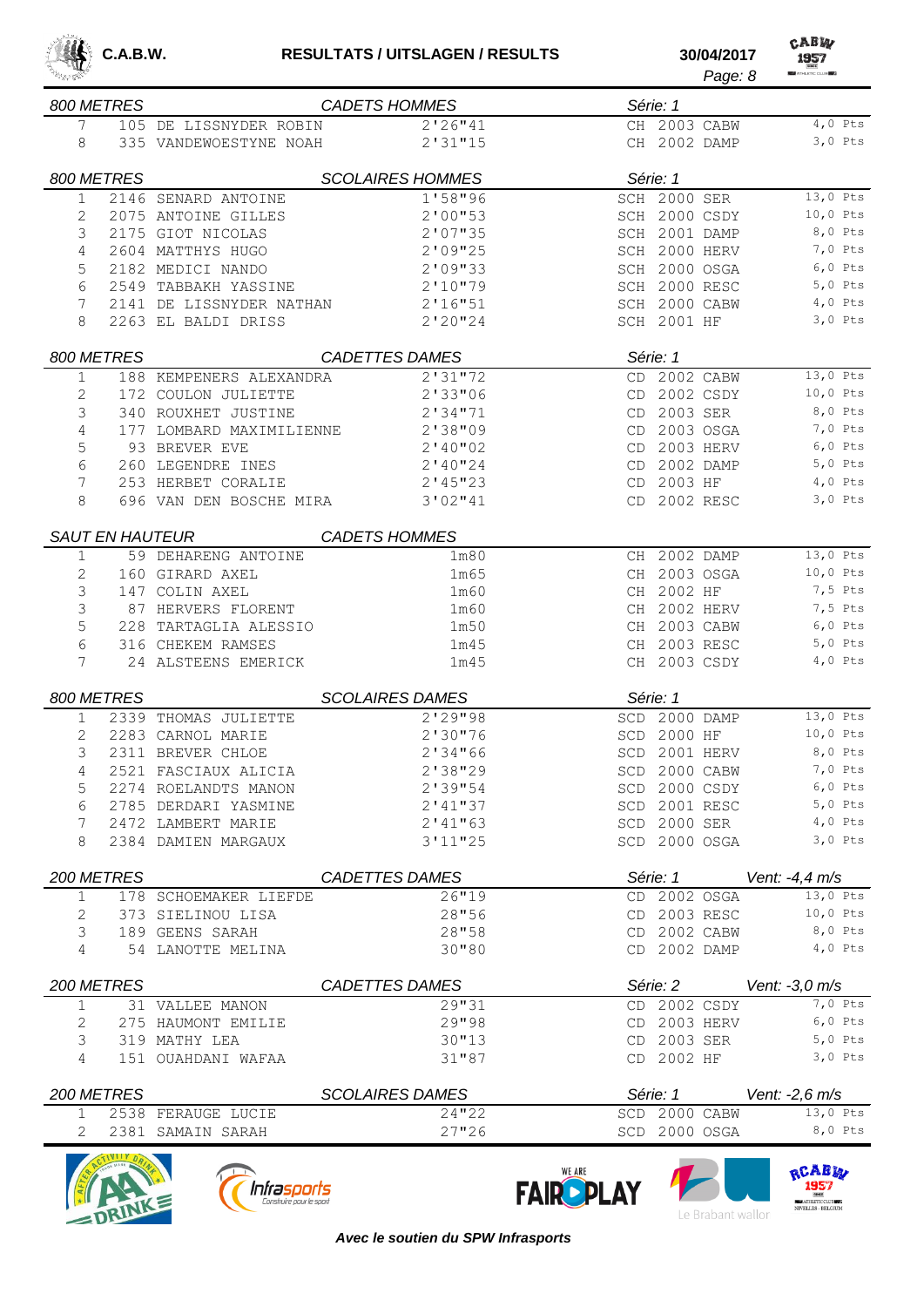## 800 METRES — CADETS HOMMES — Série: 1

| Pl. | Dos. | Nom | Perf. | Cat. | Année | Club | Pts |
|---|---|---|---|---|---|---|---|
| 7 | 105 | DE LISSNYDER ROBIN | 2'26"41 | CH | 2003 | CABW | 4,0 Pts |
| 8 | 335 | VANDEWOESTYNE NOAH | 2'31"15 | CH | 2002 | DAMP | 3,0 Pts |

## 800 METRES — SCOLAIRES HOMMES — Série: 1

| Pl. | Dos. | Nom | Perf. | Cat. | Année | Club | Pts |
|---|---|---|---|---|---|---|---|
| 1 | 2146 | SENARD ANTOINE | 1'58"96 | SCH | 2000 | SER | 13,0 Pts |
| 2 | 2075 | ANTOINE GILLES | 2'00"53 | SCH | 2000 | CSDY | 10,0 Pts |
| 3 | 2175 | GIOT NICOLAS | 2'07"35 | SCH | 2001 | DAMP | 8,0 Pts |
| 4 | 2604 | MATTHYS HUGO | 2'09"25 | SCH | 2000 | HERV | 7,0 Pts |
| 5 | 2182 | MEDICI NANDO | 2'09"33 | SCH | 2000 | OSGA | 6,0 Pts |
| 6 | 2549 | TABBAKH YASSINE | 2'10"79 | SCH | 2000 | RESC | 5,0 Pts |
| 7 | 2141 | DE LISSNYDER NATHAN | 2'16"51 | SCH | 2000 | CABW | 4,0 Pts |
| 8 | 2263 | EL BALDI DRISS | 2'20"24 | SCH | 2001 | HF | 3,0 Pts |

## 800 METRES — CADETTES DAMES — Série: 1

| Pl. | Dos. | Nom | Perf. | Cat. | Année | Club | Pts |
|---|---|---|---|---|---|---|---|
| 1 | 188 | KEMPENERS ALEXANDRA | 2'31"72 | CD | 2002 | CABW | 13,0 Pts |
| 2 | 172 | COULON JULIETTE | 2'33"06 | CD | 2002 | CSDY | 10,0 Pts |
| 3 | 340 | ROUXHET JUSTINE | 2'34"71 | CD | 2003 | SER | 8,0 Pts |
| 4 | 177 | LOMBARD MAXIMILIENNE | 2'38"09 | CD | 2003 | OSGA | 7,0 Pts |
| 5 | 93 | BREVER EVE | 2'40"02 | CD | 2003 | HERV | 6,0 Pts |
| 6 | 260 | LEGENDRE INES | 2'40"24 | CD | 2002 | DAMP | 5,0 Pts |
| 7 | 253 | HERBET CORALIE | 2'45"23 | CD | 2003 | HF | 4,0 Pts |
| 8 | 696 | VAN DEN BOSCHE MIRA | 3'02"41 | CD | 2002 | RESC | 3,0 Pts |

## SAUT EN HAUTEUR — CADETS HOMMES

| Pl. | Dos. | Nom | Perf. | Cat. | Année | Club | Pts |
|---|---|---|---|---|---|---|---|
| 1 | 59 | DEHARENG ANTOINE | 1m80 | CH | 2002 | DAMP | 13,0 Pts |
| 2 | 160 | GIRARD AXEL | 1m65 | CH | 2003 | OSGA | 10,0 Pts |
| 3 | 147 | COLIN AXEL | 1m60 | CH | 2002 | HF | 7,5 Pts |
| 3 | 87 | HERVERS FLORENT | 1m60 | CH | 2002 | HERV | 7,5 Pts |
| 5 | 228 | TARTAGLIA ALESSIO | 1m50 | CH | 2003 | CABW | 6,0 Pts |
| 6 | 316 | CHEKEM RAMSES | 1m45 | CH | 2003 | RESC | 5,0 Pts |
| 7 | 24 | ALSTEENS EMERICK | 1m45 | CH | 2003 | CSDY | 4,0 Pts |

## 800 METRES — SCOLAIRES DAMES — Série: 1

| Pl. | Dos. | Nom | Perf. | Cat. | Année | Club | Pts |
|---|---|---|---|---|---|---|---|
| 1 | 2339 | THOMAS JULIETTE | 2'29"98 | SCD | 2000 | DAMP | 13,0 Pts |
| 2 | 2283 | CARNOL MARIE | 2'30"76 | SCD | 2000 | HF | 10,0 Pts |
| 3 | 2311 | BREVER CHLOE | 2'34"66 | SCD | 2001 | HERV | 8,0 Pts |
| 4 | 2521 | FASCIAUX ALICIA | 2'38"29 | SCD | 2000 | CABW | 7,0 Pts |
| 5 | 2274 | ROELANDTS MANON | 2'39"54 | SCD | 2000 | CSDY | 6,0 Pts |
| 6 | 2785 | DERDARI YASMINE | 2'41"37 | SCD | 2001 | RESC | 5,0 Pts |
| 7 | 2472 | LAMBERT MARIE | 2'41"63 | SCD | 2000 | SER | 4,0 Pts |
| 8 | 2384 | DAMIEN MARGAUX | 3'11"25 | SCD | 2000 | OSGA | 3,0 Pts |

## 200 METRES — CADETTES DAMES — Série: 1 — Vent: -4,4 m/s

| Pl. | Dos. | Nom | Perf. | Cat. | Année | Club | Pts |
|---|---|---|---|---|---|---|---|
| 1 | 178 | SCHOEMAKER LIEFDE | 26"19 | CD | 2002 | OSGA | 13,0 Pts |
| 2 | 373 | SIELINOU LISA | 28"56 | CD | 2003 | RESC | 10,0 Pts |
| 3 | 189 | GEENS SARAH | 28"58 | CD | 2002 | CABW | 8,0 Pts |
| 4 | 54 | LANOTTE MELINA | 30"80 | CD | 2002 | DAMP | 4,0 Pts |

## 200 METRES — CADETTES DAMES — Série: 2 — Vent: -3,0 m/s

| Pl. | Dos. | Nom | Perf. | Cat. | Année | Club | Pts |
|---|---|---|---|---|---|---|---|
| 1 | 31 | VALLEE MANON | 29"31 | CD | 2002 | CSDY | 7,0 Pts |
| 2 | 275 | HAUMONT EMILIE | 29"98 | CD | 2003 | HERV | 6,0 Pts |
| 3 | 319 | MATHY LEA | 30"13 | CD | 2003 | SER | 5,0 Pts |
| 4 | 151 | OUAHDANI WAFAA | 31"87 | CD | 2002 | HF | 3,0 Pts |

## 200 METRES — SCOLAIRES DAMES — Série: 1 — Vent: -2,6 m/s

| Pl. | Dos. | Nom | Perf. | Cat. | Année | Club | Pts |
|---|---|---|---|---|---|---|---|
| 1 | 2538 | FERAUGE LUCIE | 24"22 | SCD | 2000 | CABW | 13,0 Pts |
| 2 | 2381 | SAMAIN SARAH | 27"26 | SCD | 2000 | OSGA | 8,0 Pts |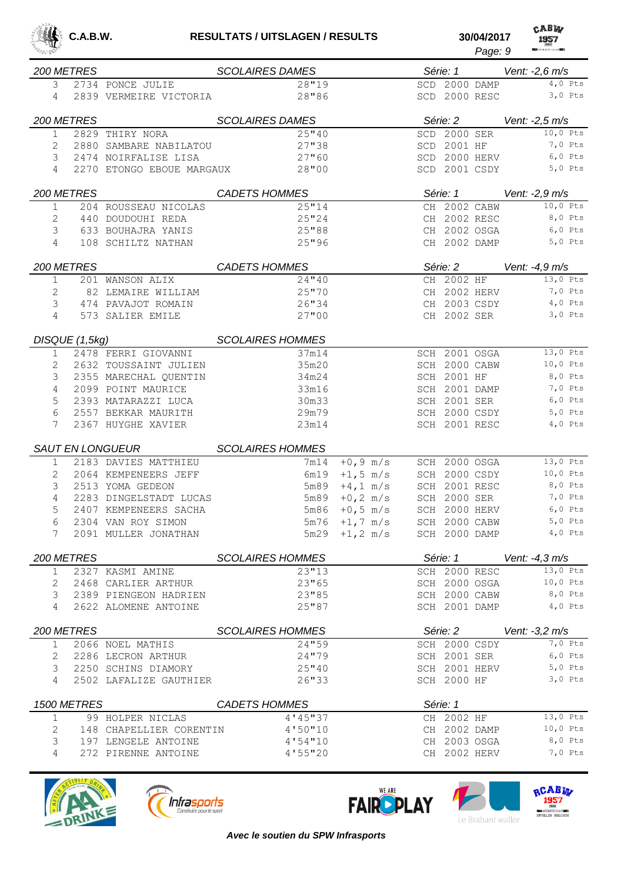C.A.B.W. — **RESULTATS / UITSLAGEN / RESULTS** — 30/04/2017

### 200 METRES — SCOLAIRES DAMES — Série: 1 — Vent: -2,6 m/s

| Pl. | N° | Nom | Perf. | Cat. | Club | Pts |
|---|---|---|---|---|---|---|
| 3 | 2734 | PONCE JULIE | 28"19 | SCD 2000 | DAMP | 4,0 Pts |
| 4 | 2839 | VERMEIRE VICTORIA | 28"86 | SCD 2000 | RESC | 3,0 Pts |

### 200 METRES — SCOLAIRES DAMES — Série: 2 — Vent: -2,5 m/s

| Pl. | N° | Nom | Perf. | Cat. | Club | Pts |
|---|---|---|---|---|---|---|
| 1 | 2829 | THIRY NORA | 25"40 | SCD 2000 | SER | 10,0 Pts |
| 2 | 2880 | SAMBARE NABILATOU | 27"38 | SCD 2001 | HF | 7,0 Pts |
| 3 | 2474 | NOIRFALISE LISA | 27"60 | SCD 2000 | HERV | 6,0 Pts |
| 4 | 2270 | ETONGO EBOUE MARGAUX | 28"00 | SCD 2001 | CSDY | 5,0 Pts |

### 200 METRES — CADETS HOMMES — Série: 1 — Vent: -2,9 m/s

| Pl. | N° | Nom | Perf. | Cat. | Club | Pts |
|---|---|---|---|---|---|---|
| 1 | 204 | ROUSSEAU NICOLAS | 25"14 | CH 2002 | CABW | 10,0 Pts |
| 2 | 440 | DOUDOUHI REDA | 25"24 | CH 2002 | RESC | 8,0 Pts |
| 3 | 633 | BOUHAJRA YANIS | 25"88 | CH 2002 | OSGA | 6,0 Pts |
| 4 | 108 | SCHILTZ NATHAN | 25"96 | CH 2002 | DAMP | 5,0 Pts |

### 200 METRES — CADETS HOMMES — Série: 2 — Vent: -4,9 m/s

| Pl. | N° | Nom | Perf. | Cat. | Club | Pts |
|---|---|---|---|---|---|---|
| 1 | 201 | WANSON ALIX | 24"40 | CH 2002 | HF | 13,0 Pts |
| 2 | 82 | LEMAIRE WILLIAM | 25"70 | CH 2002 | HERV | 7,0 Pts |
| 3 | 474 | PAVAJOT ROMAIN | 26"34 | CH 2003 | CSDY | 4,0 Pts |
| 4 | 573 | SALIER EMILE | 27"00 | CH 2002 | SER | 3,0 Pts |

### DISQUE (1,5kg) — SCOLAIRES HOMMES

| Pl. | N° | Nom | Perf. | Cat. | Club | Pts |
|---|---|---|---|---|---|---|
| 1 | 2478 | FERRI GIOVANNI | 37m14 | SCH 2001 | OSGA | 13,0 Pts |
| 2 | 2632 | TOUSSAINT JULIEN | 35m20 | SCH 2000 | CABW | 10,0 Pts |
| 3 | 2355 | MARECHAL QUENTIN | 34m24 | SCH 2001 | HF | 8,0 Pts |
| 4 | 2099 | POINT MAURICE | 33m16 | SCH 2001 | DAMP | 7,0 Pts |
| 5 | 2393 | MATARAZZI LUCA | 30m33 | SCH 2001 | SER | 6,0 Pts |
| 6 | 2557 | BEKKAR MAURITH | 29m79 | SCH 2000 | CSDY | 5,0 Pts |
| 7 | 2367 | HUYGHE XAVIER | 23m14 | SCH 2001 | RESC | 4,0 Pts |

### SAUT EN LONGUEUR — SCOLAIRES HOMMES

| Pl. | N° | Nom | Perf. | Vent | Cat. | Club | Pts |
|---|---|---|---|---|---|---|---|
| 1 | 2183 | DAVIES MATTHIEU | 7m14 | +0,9 m/s | SCH 2000 | OSGA | 13,0 Pts |
| 2 | 2064 | KEMPENEERS JEFF | 6m19 | +1,5 m/s | SCH 2000 | CSDY | 10,0 Pts |
| 3 | 2513 | YOMA GEDEON | 5m89 | +4,1 m/s | SCH 2001 | RESC | 8,0 Pts |
| 4 | 2283 | DINGELSTADT LUCAS | 5m89 | +0,2 m/s | SCH 2000 | SER | 7,0 Pts |
| 5 | 2407 | KEMPENEERS SACHA | 5m86 | +0,5 m/s | SCH 2000 | HERV | 6,0 Pts |
| 6 | 2304 | VAN ROY SIMON | 5m76 | +1,7 m/s | SCH 2000 | CABW | 5,0 Pts |
| 7 | 2091 | MULLER JONATHAN | 5m29 | +1,2 m/s | SCH 2000 | DAMP | 4,0 Pts |

### 200 METRES — SCOLAIRES HOMMES — Série: 1 — Vent: -4,3 m/s

| Pl. | N° | Nom | Perf. | Cat. | Club | Pts |
|---|---|---|---|---|---|---|
| 1 | 2327 | KASMI AMINE | 23"13 | SCH 2000 | RESC | 13,0 Pts |
| 2 | 2468 | CARLIER ARTHUR | 23"65 | SCH 2000 | OSGA | 10,0 Pts |
| 3 | 2389 | PIENGEON HADRIEN | 23"85 | SCH 2000 | CABW | 8,0 Pts |
| 4 | 2622 | ALOMENE ANTOINE | 25"87 | SCH 2001 | DAMP | 4,0 Pts |

### 200 METRES — SCOLAIRES HOMMES — Série: 2 — Vent: -3,2 m/s

| Pl. | N° | Nom | Perf. | Cat. | Club | Pts |
|---|---|---|---|---|---|---|
| 1 | 2066 | NOEL MATHIS | 24"59 | SCH 2000 | CSDY | 7,0 Pts |
| 2 | 2286 | LECRON ARTHUR | 24"79 | SCH 2001 | SER | 6,0 Pts |
| 3 | 2250 | SCHINS DIAMORY | 25"40 | SCH 2001 | HERV | 5,0 Pts |
| 4 | 2502 | LAFALIZE GAUTHIER | 26"33 | SCH 2000 | HF | 3,0 Pts |

### 1500 METRES — CADETS HOMMES — Série: 1

| Pl. | N° | Nom | Perf. | Cat. | Club | Pts |
|---|---|---|---|---|---|---|
| 1 | 99 | HOLPER NICLAS | 4'45"37 | CH 2002 | HF | 13,0 Pts |
| 2 | 148 | CHAPELLIER CORENTIN | 4'50"10 | CH 2002 | DAMP | 10,0 Pts |
| 3 | 197 | LENGELE ANTOINE | 4'54"10 | CH 2003 | OSGA | 8,0 Pts |
| 4 | 272 | PIRENNE ANTOINE | 4'55"20 | CH 2002 | HERV | 7,0 Pts |

*Avec le soutien du SPW Infrasports*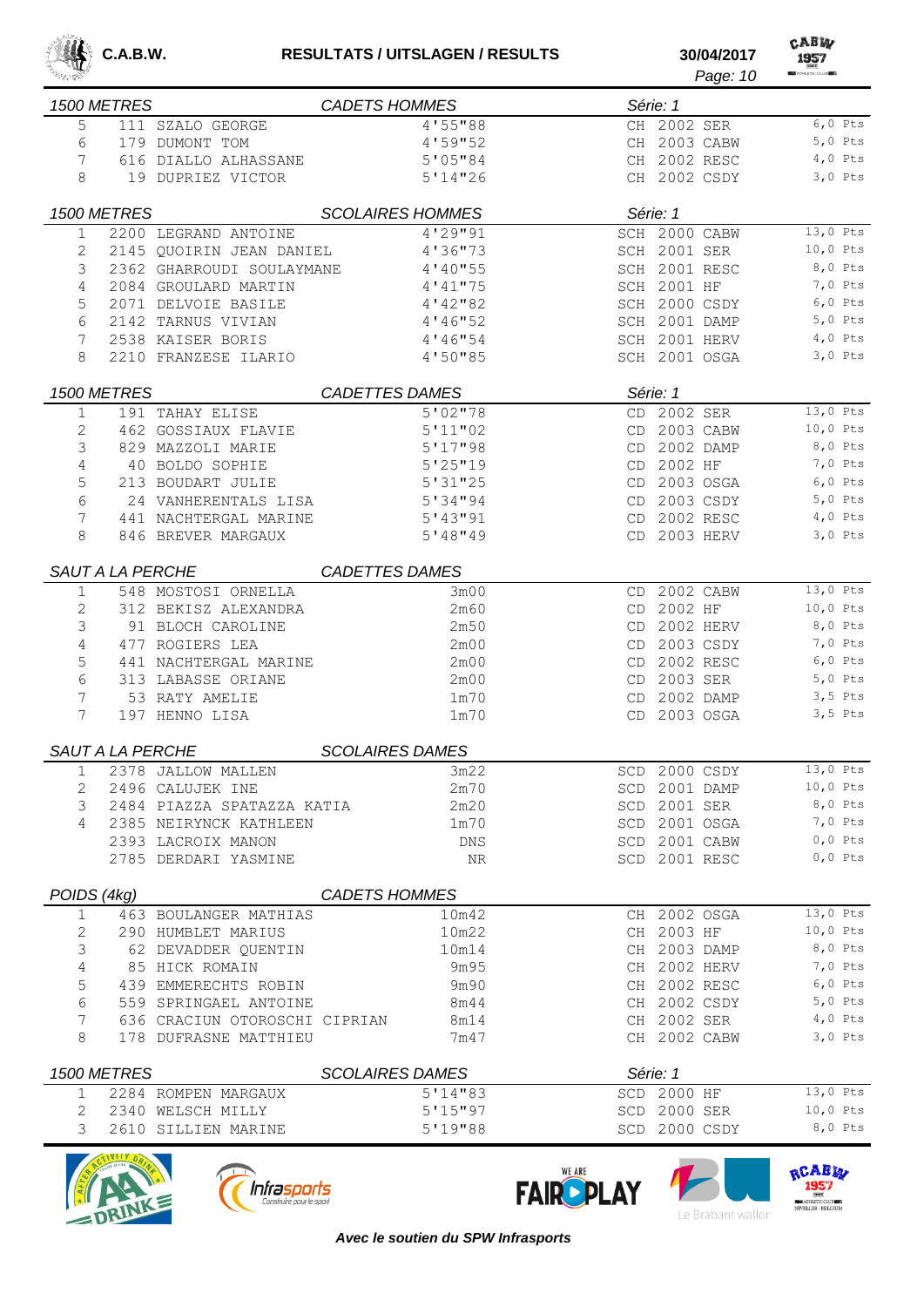C.A.B.W. — RESULTATS / UITSLAGEN / RESULTS — 30/04/2017

### 1500 METRES — CADETS HOMMES — Série: 1

| Pl. | Dos. | Nom | Perf. | Cat. | Année | Club | Pts |
|---|---|---|---|---|---|---|---|
| 5 | 111 | SZALO GEORGE | 4'55"88 | CH | 2002 | SER | 6,0 Pts |
| 6 | 179 | DUMONT TOM | 4'59"52 | CH | 2003 | CABW | 5,0 Pts |
| 7 | 616 | DIALLO ALHASSANE | 5'05"84 | CH | 2002 | RESC | 4,0 Pts |
| 8 | 19 | DUPRIEZ VICTOR | 5'14"26 | CH | 2002 | CSDY | 3,0 Pts |

### 1500 METRES — SCOLAIRES HOMMES — Série: 1

| Pl. | Dos. | Nom | Perf. | Cat. | Année | Club | Pts |
|---|---|---|---|---|---|---|---|
| 1 | 2200 | LEGRAND ANTOINE | 4'29"91 | SCH | 2000 | CABW | 13,0 Pts |
| 2 | 2145 | QUOIRIN JEAN DANIEL | 4'36"73 | SCH | 2001 | SER | 10,0 Pts |
| 3 | 2362 | GHARROUDI SOULAYMANE | 4'40"55 | SCH | 2001 | RESC | 8,0 Pts |
| 4 | 2084 | GROULARD MARTIN | 4'41"75 | SCH | 2001 | HF | 7,0 Pts |
| 5 | 2071 | DELVOIE BASILE | 4'42"82 | SCH | 2000 | CSDY | 6,0 Pts |
| 6 | 2142 | TARNUS VIVIAN | 4'46"52 | SCH | 2001 | DAMP | 5,0 Pts |
| 7 | 2538 | KAISER BORIS | 4'46"54 | SCH | 2001 | HERV | 4,0 Pts |
| 8 | 2210 | FRANZESE ILARIO | 4'50"85 | SCH | 2001 | OSGA | 3,0 Pts |

### 1500 METRES — CADETTES DAMES — Série: 1

| Pl. | Dos. | Nom | Perf. | Cat. | Année | Club | Pts |
|---|---|---|---|---|---|---|---|
| 1 | 191 | TAHAY ELISE | 5'02"78 | CD | 2002 | SER | 13,0 Pts |
| 2 | 462 | GOSSIAUX FLAVIE | 5'11"02 | CD | 2003 | CABW | 10,0 Pts |
| 3 | 829 | MAZZOLI MARIE | 5'17"98 | CD | 2002 | DAMP | 8,0 Pts |
| 4 | 40 | BOLDO SOPHIE | 5'25"19 | CD | 2002 | HF | 7,0 Pts |
| 5 | 213 | BOUDART JULIE | 5'31"25 | CD | 2003 | OSGA | 6,0 Pts |
| 6 | 24 | VANHERENTALS LISA | 5'34"94 | CD | 2003 | CSDY | 5,0 Pts |
| 7 | 441 | NACHTERGAL MARINE | 5'43"91 | CD | 2002 | RESC | 4,0 Pts |
| 8 | 846 | BREVER MARGAUX | 5'48"49 | CD | 2003 | HERV | 3,0 Pts |

### SAUT A LA PERCHE — CADETTES DAMES

| Pl. | Dos. | Nom | Perf. | Cat. | Année | Club | Pts |
|---|---|---|---|---|---|---|---|
| 1 | 548 | MOSTOSI ORNELLA | 3m00 | CD | 2002 | CABW | 13,0 Pts |
| 2 | 312 | BEKISZ ALEXANDRA | 2m60 | CD | 2002 | HF | 10,0 Pts |
| 3 | 91 | BLOCH CAROLINE | 2m50 | CD | 2002 | HERV | 8,0 Pts |
| 4 | 477 | ROGIERS LEA | 2m00 | CD | 2003 | CSDY | 7,0 Pts |
| 5 | 441 | NACHTERGAL MARINE | 2m00 | CD | 2002 | RESC | 6,0 Pts |
| 6 | 313 | LABASSE ORIANE | 2m00 | CD | 2003 | SER | 5,0 Pts |
| 7 | 53 | RATY AMELIE | 1m70 | CD | 2002 | DAMP | 3,5 Pts |
| 7 | 197 | HENNO LISA | 1m70 | CD | 2003 | OSGA | 3,5 Pts |

### SAUT A LA PERCHE — SCOLAIRES DAMES

| Pl. | Dos. | Nom | Perf. | Cat. | Année | Club | Pts |
|---|---|---|---|---|---|---|---|
| 1 | 2378 | JALLOW MALLEN | 3m22 | SCD | 2000 | CSDY | 13,0 Pts |
| 2 | 2496 | CALUJEK INE | 2m70 | SCD | 2001 | DAMP | 10,0 Pts |
| 3 | 2484 | PIAZZA SPATAZZA KATIA | 2m20 | SCD | 2001 | SER | 8,0 Pts |
| 4 | 2385 | NEIRYNCK KATHLEEN | 1m70 | SCD | 2001 | OSGA | 7,0 Pts |
|  | 2393 | LACROIX MANON | DNS | SCD | 2001 | CABW | 0,0 Pts |
|  | 2785 | DERDARI YASMINE | NR | SCD | 2001 | RESC | 0,0 Pts |

### POIDS (4kg) — CADETS HOMMES

| Pl. | Dos. | Nom | Perf. | Cat. | Année | Club | Pts |
|---|---|---|---|---|---|---|---|
| 1 | 463 | BOULANGER MATHIAS | 10m42 | CH | 2002 | OSGA | 13,0 Pts |
| 2 | 290 | HUMBLET MARIUS | 10m22 | CH | 2003 | HF | 10,0 Pts |
| 3 | 62 | DEVADDER QUENTIN | 10m14 | CH | 2003 | DAMP | 8,0 Pts |
| 4 | 85 | HICK ROMAIN | 9m95 | CH | 2002 | HERV | 7,0 Pts |
| 5 | 439 | EMMERECHTS ROBIN | 9m90 | CH | 2002 | RESC | 6,0 Pts |
| 6 | 559 | SPRINGAEL ANTOINE | 8m44 | CH | 2002 | CSDY | 5,0 Pts |
| 7 | 636 | CRACIUN OTOROSCHI CIPRIAN | 8m14 | CH | 2002 | SER | 4,0 Pts |
| 8 | 178 | DUFRASNE MATTHIEU | 7m47 | CH | 2002 | CABW | 3,0 Pts |

### 1500 METRES — SCOLAIRES DAMES — Série: 1

| Pl. | Dos. | Nom | Perf. | Cat. | Année | Club | Pts |
|---|---|---|---|---|---|---|---|
| 1 | 2284 | ROMPEN MARGAUX | 5'14"83 | SCD | 2000 | HF | 13,0 Pts |
| 2 | 2340 | WELSCH MILLY | 5'15"97 | SCD | 2000 | SER | 10,0 Pts |
| 3 | 2610 | SILLIEN MARINE | 5'19"88 | SCD | 2000 | CSDY | 8,0 Pts |

*Avec le soutien du SPW Infrasports*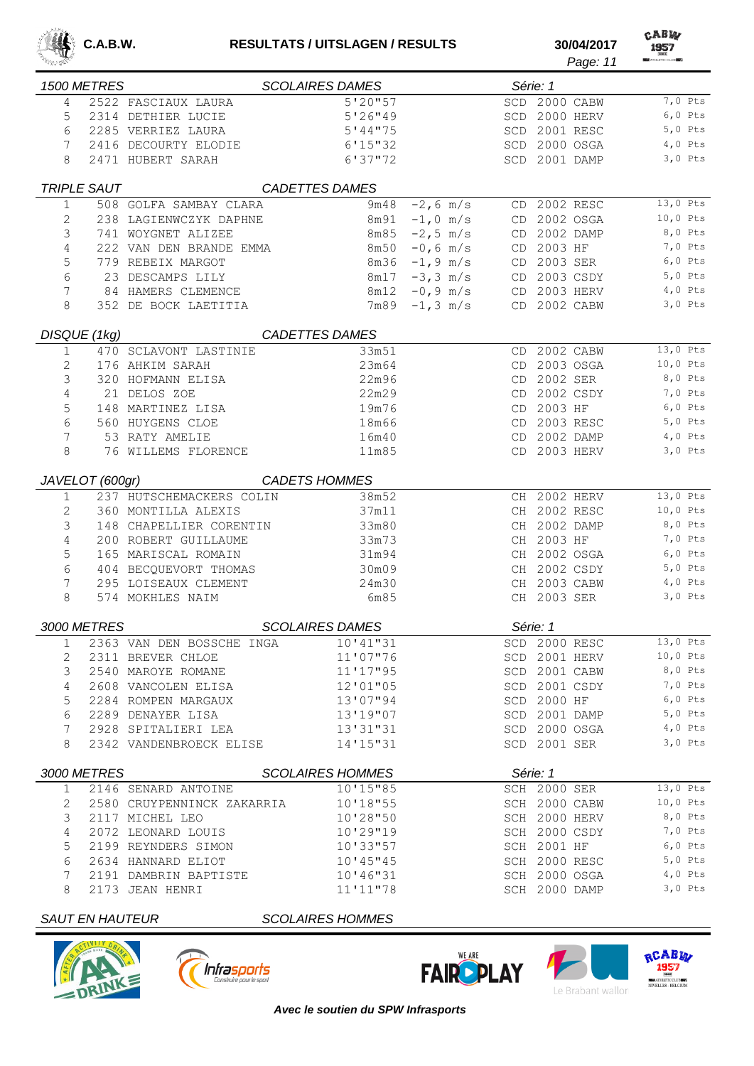## 1500 METRES — SCOLAIRES DAMES — Série: 1

| Pl. | Dos. | Nom | Perf. | Cat. | Année | Club | Pts |
|---|---|---|---|---|---|---|---|
| 4 | 2522 | FASCIAUX LAURA | 5'20"57 | SCD | 2000 | CABW | 7,0 Pts |
| 5 | 2314 | DETHIER LUCIE | 5'26"49 | SCD | 2000 | HERV | 6,0 Pts |
| 6 | 2285 | VERRIEZ LAURA | 5'44"75 | SCD | 2001 | RESC | 5,0 Pts |
| 7 | 2416 | DECOURTY ELODIE | 6'15"32 | SCD | 2000 | OSGA | 4,0 Pts |
| 8 | 2471 | HUBERT SARAH | 6'37"72 | SCD | 2001 | DAMP | 3,0 Pts |

## TRIPLE SAUT — CADETTES DAMES

| Pl. | Dos. | Nom | Perf. | Vent | Cat. | Année | Club | Pts |
|---|---|---|---|---|---|---|---|---|
| 1 | 508 | GOLFA SAMBAY CLARA | 9m48 | -2,6 m/s | CD | 2002 | RESC | 13,0 Pts |
| 2 | 238 | LAGIENWCZYK DAPHNE | 8m91 | -1,0 m/s | CD | 2002 | OSGA | 10,0 Pts |
| 3 | 741 | WOYGNET ALIZEE | 8m85 | -2,5 m/s | CD | 2002 | DAMP | 8,0 Pts |
| 4 | 222 | VAN DEN BRANDE EMMA | 8m50 | -0,6 m/s | CD | 2003 | HF | 7,0 Pts |
| 5 | 779 | REBEIX MARGOT | 8m36 | -1,9 m/s | CD | 2003 | SER | 6,0 Pts |
| 6 | 23 | DESCAMPS LILY | 8m17 | -3,3 m/s | CD | 2003 | CSDY | 5,0 Pts |
| 7 | 84 | HAMERS CLEMENCE | 8m12 | -0,9 m/s | CD | 2003 | HERV | 4,0 Pts |
| 8 | 352 | DE BOCK LAETITIA | 7m89 | -1,3 m/s | CD | 2002 | CABW | 3,0 Pts |

## DISQUE (1kg) — CADETTES DAMES

| Pl. | Dos. | Nom | Perf. | Cat. | Année | Club | Pts |
|---|---|---|---|---|---|---|---|
| 1 | 470 | SCLAVONT LASTINIE | 33m51 | CD | 2002 | CABW | 13,0 Pts |
| 2 | 176 | AHKIM SARAH | 23m64 | CD | 2003 | OSGA | 10,0 Pts |
| 3 | 320 | HOFMANN ELISA | 22m96 | CD | 2002 | SER | 8,0 Pts |
| 4 | 21 | DELOS ZOE | 22m29 | CD | 2002 | CSDY | 7,0 Pts |
| 5 | 148 | MARTINEZ LISA | 19m76 | CD | 2003 | HF | 6,0 Pts |
| 6 | 560 | HUYGENS CLOE | 18m66 | CD | 2003 | RESC | 5,0 Pts |
| 7 | 53 | RATY AMELIE | 16m40 | CD | 2002 | DAMP | 4,0 Pts |
| 8 | 76 | WILLEMS FLORENCE | 11m85 | CD | 2003 | HERV | 3,0 Pts |

## JAVELOT (600gr) — CADETS HOMMES

| Pl. | Dos. | Nom | Perf. | Cat. | Année | Club | Pts |
|---|---|---|---|---|---|---|---|
| 1 | 237 | HUTSCHEMACKERS COLIN | 38m52 | CH | 2002 | HERV | 13,0 Pts |
| 2 | 360 | MONTILLA ALEXIS | 37m11 | CH | 2002 | RESC | 10,0 Pts |
| 3 | 148 | CHAPELLIER CORENTIN | 33m80 | CH | 2002 | DAMP | 8,0 Pts |
| 4 | 200 | ROBERT GUILLAUME | 33m73 | CH | 2003 | HF | 7,0 Pts |
| 5 | 165 | MARISCAL ROMAIN | 31m94 | CH | 2002 | OSGA | 6,0 Pts |
| 6 | 404 | BECQUEVORT THOMAS | 30m09 | CH | 2002 | CSDY | 5,0 Pts |
| 7 | 295 | LOISEAUX CLEMENT | 24m30 | CH | 2003 | CABW | 4,0 Pts |
| 8 | 574 | MOKHLES NAIM | 6m85 | CH | 2003 | SER | 3,0 Pts |

## 3000 METRES — SCOLAIRES DAMES — Série: 1

| Pl. | Dos. | Nom | Perf. | Cat. | Année | Club | Pts |
|---|---|---|---|---|---|---|---|
| 1 | 2363 | VAN DEN BOSSCHE INGA | 10'41"31 | SCD | 2000 | RESC | 13,0 Pts |
| 2 | 2311 | BREVER CHLOE | 11'07"76 | SCD | 2001 | HERV | 10,0 Pts |
| 3 | 2540 | MAROYE ROMANE | 11'17"95 | SCD | 2001 | CABW | 8,0 Pts |
| 4 | 2608 | VANCOLEN ELISA | 12'01"05 | SCD | 2001 | CSDY | 7,0 Pts |
| 5 | 2284 | ROMPEN MARGAUX | 13'07"94 | SCD | 2000 | HF | 6,0 Pts |
| 6 | 2289 | DENAYER LISA | 13'19"07 | SCD | 2001 | DAMP | 5,0 Pts |
| 7 | 2928 | SPITALIERI LEA | 13'31"31 | SCD | 2000 | OSGA | 4,0 Pts |
| 8 | 2342 | VANDENBROECK ELISE | 14'15"31 | SCD | 2001 | SER | 3,0 Pts |

## 3000 METRES — SCOLAIRES HOMMES — Série: 1

| Pl. | Dos. | Nom | Perf. | Cat. | Année | Club | Pts |
|---|---|---|---|---|---|---|---|
| 1 | 2146 | SENARD ANTOINE | 10'15"85 | SCH | 2000 | SER | 13,0 Pts |
| 2 | 2580 | CRUYPENNINCK ZAKARRIA | 10'18"55 | SCH | 2000 | CABW | 10,0 Pts |
| 3 | 2117 | MICHEL LEO | 10'28"50 | SCH | 2000 | HERV | 8,0 Pts |
| 4 | 2072 | LEONARD LOUIS | 10'29"19 | SCH | 2000 | CSDY | 7,0 Pts |
| 5 | 2199 | REYNDERS SIMON | 10'33"57 | SCH | 2001 | HF | 6,0 Pts |
| 6 | 2634 | HANNARD ELIOT | 10'45"45 | SCH | 2000 | RESC | 5,0 Pts |
| 7 | 2191 | DAMBRIN BAPTISTE | 10'46"31 | SCH | 2000 | OSGA | 4,0 Pts |
| 8 | 2173 | JEAN HENRI | 11'11"78 | SCH | 2000 | DAMP | 3,0 Pts |

## SAUT EN HAUTEUR — SCOLAIRES HOMMES

*Avec le soutien du SPW Infrasports*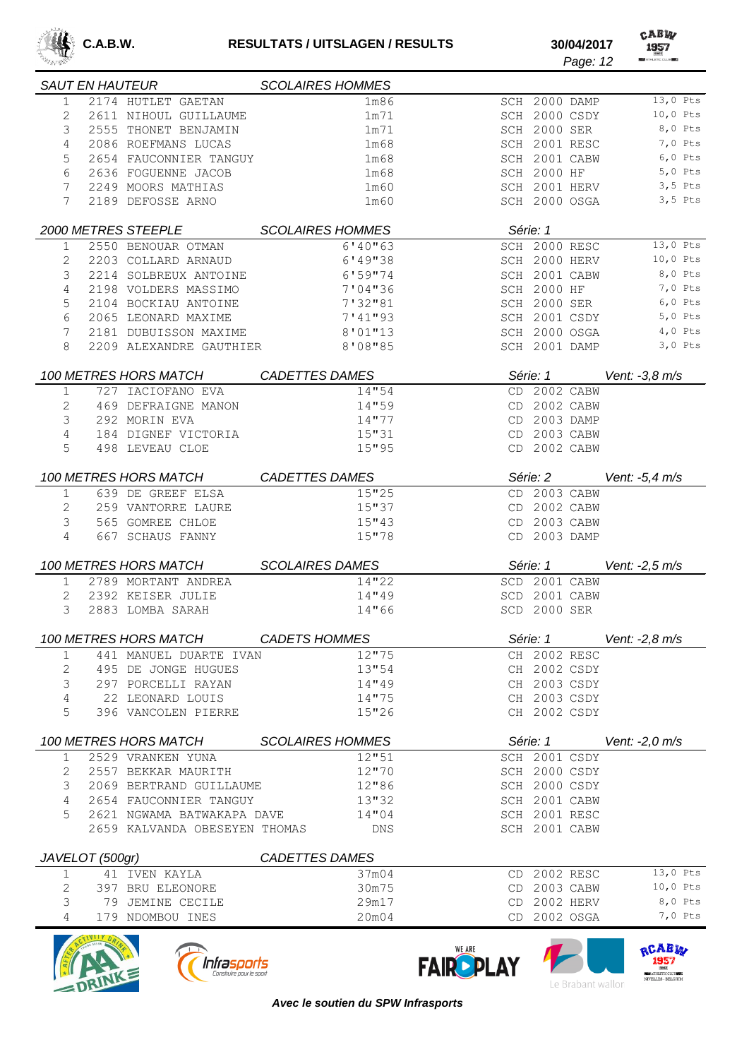### SAUT EN HAUTEUR — SCOLAIRES HOMMES

| Pl. | Dos. | Nom | Perf. | Cat. | Année | Club | Pts |
|---|---|---|---|---|---|---|---|
| 1 | 2174 | HUTLET GAETAN | 1m86 | SCH | 2000 | DAMP | 13,0 Pts |
| 2 | 2611 | NIHOUL GUILLAUME | 1m71 | SCH | 2000 | CSDY | 10,0 Pts |
| 3 | 2555 | THONET BENJAMIN | 1m71 | SCH | 2000 | SER | 8,0 Pts |
| 4 | 2086 | ROEFMANS LUCAS | 1m68 | SCH | 2001 | RESC | 7,0 Pts |
| 5 | 2654 | FAUCONNIER TANGUY | 1m68 | SCH | 2001 | CABW | 6,0 Pts |
| 6 | 2636 | FOGUENNE JACOB | 1m68 | SCH | 2000 | HF | 5,0 Pts |
| 7 | 2249 | MOORS MATHIAS | 1m60 | SCH | 2001 | HERV | 3,5 Pts |
| 7 | 2189 | DEFOSSE ARNO | 1m60 | SCH | 2000 | OSGA | 3,5 Pts |

### 2000 METRES STEEPLE — SCOLAIRES HOMMES — Série: 1

| Pl. | Dos. | Nom | Perf. | Cat. | Année | Club | Pts |
|---|---|---|---|---|---|---|---|
| 1 | 2550 | BENOUAR OTMAN | 6'40"63 | SCH | 2000 | RESC | 13,0 Pts |
| 2 | 2203 | COLLARD ARNAUD | 6'49"38 | SCH | 2000 | HERV | 10,0 Pts |
| 3 | 2214 | SOLBREUX ANTOINE | 6'59"74 | SCH | 2001 | CABW | 8,0 Pts |
| 4 | 2198 | VOLDERS MASSIMO | 7'04"36 | SCH | 2000 | HF | 7,0 Pts |
| 5 | 2104 | BOCKIAU ANTOINE | 7'32"81 | SCH | 2000 | SER | 6,0 Pts |
| 6 | 2065 | LEONARD MAXIME | 7'41"93 | SCH | 2001 | CSDY | 5,0 Pts |
| 7 | 2181 | DUBUISSON MAXIME | 8'01"13 | SCH | 2000 | OSGA | 4,0 Pts |
| 8 | 2209 | ALEXANDRE GAUTHIER | 8'08"85 | SCH | 2001 | DAMP | 3,0 Pts |

### 100 METRES HORS MATCH — CADETTES DAMES — Série: 1 — Vent: -3,8 m/s

| Pl. | Dos. | Nom | Perf. | Cat. | Année | Club |
|---|---|---|---|---|---|---|
| 1 | 727 | IACIOFANO EVA | 14"54 | CD | 2002 | CABW |
| 2 | 469 | DEFRAIGNE MANON | 14"59 | CD | 2002 | CABW |
| 3 | 292 | MORIN EVA | 14"77 | CD | 2003 | DAMP |
| 4 | 184 | DIGNEF VICTORIA | 15"31 | CD | 2003 | CABW |
| 5 | 498 | LEVEAU CLOE | 15"95 | CD | 2002 | CABW |

### 100 METRES HORS MATCH — CADETTES DAMES — Série: 2 — Vent: -5,4 m/s

| Pl. | Dos. | Nom | Perf. | Cat. | Année | Club |
|---|---|---|---|---|---|---|
| 1 | 639 | DE GREEF ELSA | 15"25 | CD | 2003 | CABW |
| 2 | 259 | VANTORRE LAURE | 15"37 | CD | 2002 | CABW |
| 3 | 565 | GOMREE CHLOE | 15"43 | CD | 2003 | CABW |
| 4 | 667 | SCHAUS FANNY | 15"78 | CD | 2003 | DAMP |

### 100 METRES HORS MATCH — SCOLAIRES DAMES — Série: 1 — Vent: -2,5 m/s

| Pl. | Dos. | Nom | Perf. | Cat. | Année | Club |
|---|---|---|---|---|---|---|
| 1 | 2789 | MORTANT ANDREA | 14"22 | SCD | 2001 | CABW |
| 2 | 2392 | KEISER JULIE | 14"49 | SCD | 2001 | CABW |
| 3 | 2883 | LOMBA SARAH | 14"66 | SCD | 2000 | SER |

### 100 METRES HORS MATCH — CADETS HOMMES — Série: 1 — Vent: -2,8 m/s

| Pl. | Dos. | Nom | Perf. | Cat. | Année | Club |
|---|---|---|---|---|---|---|
| 1 | 441 | MANUEL DUARTE IVAN | 12"75 | CH | 2002 | RESC |
| 2 | 495 | DE JONGE HUGUES | 13"54 | CH | 2002 | CSDY |
| 3 | 297 | PORCELLI RAYAN | 14"49 | CH | 2003 | CSDY |
| 4 | 22 | LEONARD LOUIS | 14"75 | CH | 2003 | CSDY |
| 5 | 396 | VANCOLEN PIERRE | 15"26 | CH | 2002 | CSDY |

### 100 METRES HORS MATCH — SCOLAIRES HOMMES — Série: 1 — Vent: -2,0 m/s

| Pl. | Dos. | Nom | Perf. | Cat. | Année | Club |
|---|---|---|---|---|---|---|
| 1 | 2529 | VRANKEN YUNA | 12"51 | SCH | 2001 | CSDY |
| 2 | 2557 | BEKKAR MAURITH | 12"70 | SCH | 2000 | CSDY |
| 3 | 2069 | BERTRAND GUILLAUME | 12"86 | SCH | 2000 | CSDY |
| 4 | 2654 | FAUCONNIER TANGUY | 13"32 | SCH | 2001 | CABW |
| 5 | 2621 | NGWAMA BATWAKAPA DAVE | 14"04 | SCH | 2001 | RESC |
| | 2659 | KALVANDA OBESEYEN THOMAS | DNS | SCH | 2001 | CABW |

### JAVELOT (500gr) — CADETTES DAMES

| Pl. | Dos. | Nom | Perf. | Cat. | Année | Club | Pts |
|---|---|---|---|---|---|---|---|
| 1 | 41 | IVEN KAYLA | 37m04 | CD | 2002 | RESC | 13,0 Pts |
| 2 | 397 | BRU ELEONORE | 30m75 | CD | 2003 | CABW | 10,0 Pts |
| 3 | 79 | JEMINE CECILE | 29m17 | CD | 2002 | HERV | 8,0 Pts |
| 4 | 179 | NDOMBOU INES | 20m04 | CD | 2002 | OSGA | 7,0 Pts |

*Avec le soutien du SPW Infrasports*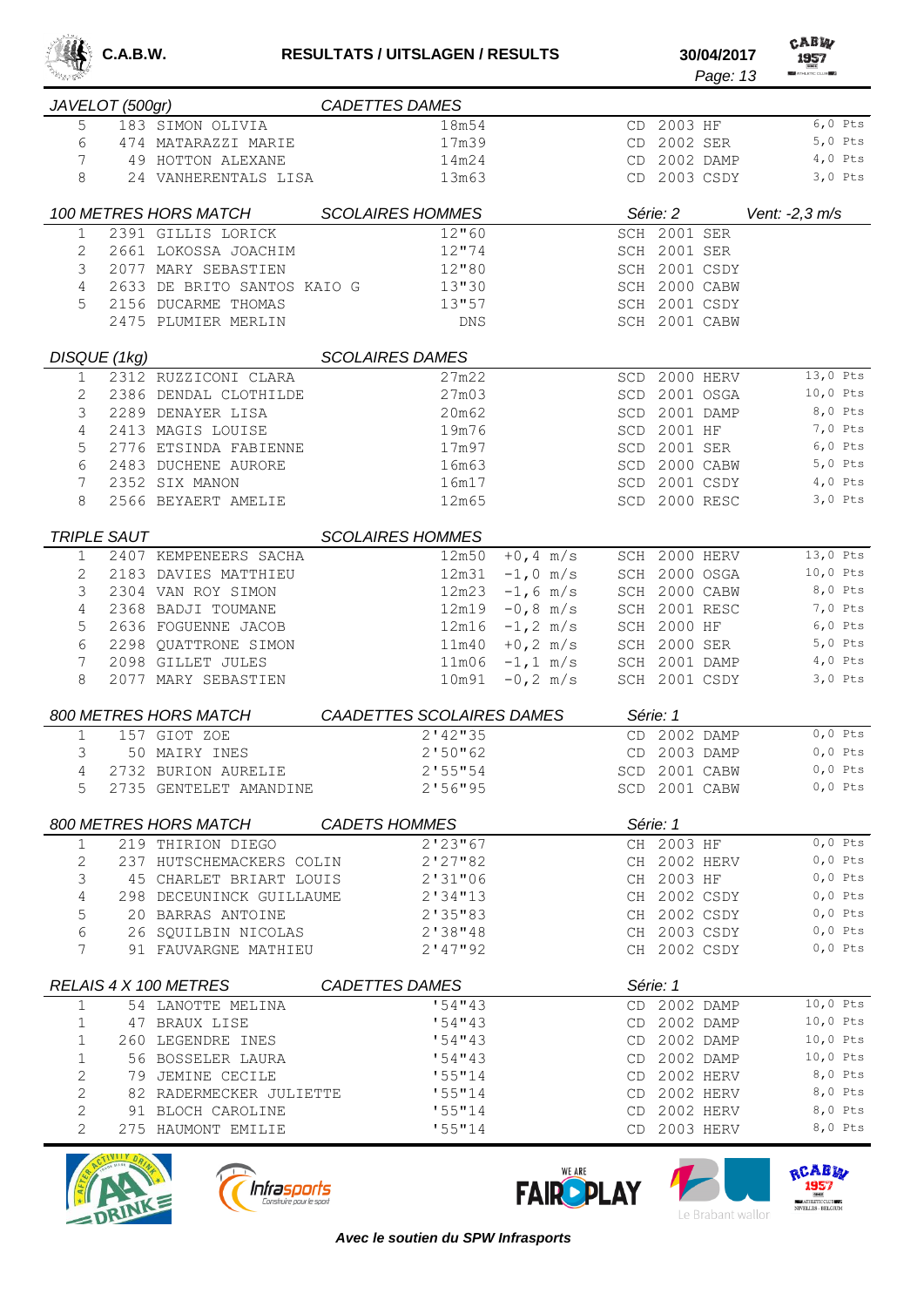## JAVELOT (500gr) — CADETTES DAMES

| Pl. | Dos. | Nom | Perf. | Cat. | Année | Club | Pts |
|---|---|---|---|---|---|---|---|
| 5 | 183 | SIMON OLIVIA | 18m54 | CD | 2003 | HF | 6,0 Pts |
| 6 | 474 | MATARAZZI MARIE | 17m39 | CD | 2002 | SER | 5,0 Pts |
| 7 | 49 | HOTTON ALEXANE | 14m24 | CD | 2002 | DAMP | 4,0 Pts |
| 8 | 24 | VANHERENTALS LISA | 13m63 | CD | 2003 | CSDY | 3,0 Pts |

## 100 METRES HORS MATCH — SCOLAIRES HOMMES — Série: 2 — Vent: -2,3 m/s

| Pl. | Dos. | Nom | Perf. | Cat. | Année | Club |
|---|---|---|---|---|---|---|
| 1 | 2391 | GILLIS LORICK | 12"60 | SCH | 2001 | SER |
| 2 | 2661 | LOKOSSA JOACHIM | 12"74 | SCH | 2001 | SER |
| 3 | 2077 | MARY SEBASTIEN | 12"80 | SCH | 2001 | CSDY |
| 4 | 2633 | DE BRITO SANTOS KAIO G | 13"30 | SCH | 2000 | CABW |
| 5 | 2156 | DUCARME THOMAS | 13"57 | SCH | 2001 | CSDY |
|  | 2475 | PLUMIER MERLIN | DNS | SCH | 2001 | CABW |

## DISQUE (1kg) — SCOLAIRES DAMES

| Pl. | Dos. | Nom | Perf. | Cat. | Année | Club | Pts |
|---|---|---|---|---|---|---|---|
| 1 | 2312 | RUZZICONI CLARA | 27m22 | SCD | 2000 | HERV | 13,0 Pts |
| 2 | 2386 | DENDAL CLOTHILDE | 27m03 | SCD | 2001 | OSGA | 10,0 Pts |
| 3 | 2289 | DENAYER LISA | 20m62 | SCD | 2001 | DAMP | 8,0 Pts |
| 4 | 2413 | MAGIS LOUISE | 19m76 | SCD | 2001 | HF | 7,0 Pts |
| 5 | 2776 | ETSINDA FABIENNE | 17m97 | SCD | 2001 | SER | 6,0 Pts |
| 6 | 2483 | DUCHENE AURORE | 16m63 | SCD | 2000 | CABW | 5,0 Pts |
| 7 | 2352 | SIX MANON | 16m17 | SCD | 2001 | CSDY | 4,0 Pts |
| 8 | 2566 | BEYAERT AMELIE | 12m65 | SCD | 2000 | RESC | 3,0 Pts |

## TRIPLE SAUT — SCOLAIRES HOMMES

| Pl. | Dos. | Nom | Perf. | Vent | Cat. | Année | Club | Pts |
|---|---|---|---|---|---|---|---|---|
| 1 | 2407 | KEMPENEERS SACHA | 12m50 | +0,4 m/s | SCH | 2000 | HERV | 13,0 Pts |
| 2 | 2183 | DAVIES MATTHIEU | 12m31 | -1,0 m/s | SCH | 2000 | OSGA | 10,0 Pts |
| 3 | 2304 | VAN ROY SIMON | 12m23 | -1,6 m/s | SCH | 2000 | CABW | 8,0 Pts |
| 4 | 2368 | BADJI TOUMANE | 12m19 | -0,8 m/s | SCH | 2001 | RESC | 7,0 Pts |
| 5 | 2636 | FOGUENNE JACOB | 12m16 | -1,2 m/s | SCH | 2000 | HF | 6,0 Pts |
| 6 | 2298 | QUATTRONE SIMON | 11m40 | +0,2 m/s | SCH | 2000 | SER | 5,0 Pts |
| 7 | 2098 | GILLET JULES | 11m06 | -1,1 m/s | SCH | 2001 | DAMP | 4,0 Pts |
| 8 | 2077 | MARY SEBASTIEN | 10m91 | -0,2 m/s | SCH | 2001 | CSDY | 3,0 Pts |

## 800 METRES HORS MATCH — CAADETTES SCOLAIRES DAMES — Série: 1

| Pl. | Dos. | Nom | Perf. | Cat. | Année | Club | Pts |
|---|---|---|---|---|---|---|---|
| 1 | 157 | GIOT ZOE | 2'42"35 | CD | 2002 | DAMP | 0,0 Pts |
| 3 | 50 | MAIRY INES | 2'50"62 | CD | 2003 | DAMP | 0,0 Pts |
| 4 | 2732 | BURION AURELIE | 2'55"54 | SCD | 2001 | CABW | 0,0 Pts |
| 5 | 2735 | GENTELET AMANDINE | 2'56"95 | SCD | 2001 | CABW | 0,0 Pts |

## 800 METRES HORS MATCH — CADETS HOMMES — Série: 1

| Pl. | Dos. | Nom | Perf. | Cat. | Année | Club | Pts |
|---|---|---|---|---|---|---|---|
| 1 | 219 | THIRION DIEGO | 2'23"67 | CH | 2003 | HF | 0,0 Pts |
| 2 | 237 | HUTSCHEMACKERS COLIN | 2'27"82 | CH | 2002 | HERV | 0,0 Pts |
| 3 | 45 | CHARLET BRIART LOUIS | 2'31"06 | CH | 2003 | HF | 0,0 Pts |
| 4 | 298 | DECEUNINCK GUILLAUME | 2'34"13 | CH | 2002 | CSDY | 0,0 Pts |
| 5 | 20 | BARRAS ANTOINE | 2'35"83 | CH | 2002 | CSDY | 0,0 Pts |
| 6 | 26 | SQUILBIN NICOLAS | 2'38"48 | CH | 2003 | CSDY | 0,0 Pts |
| 7 | 91 | FAUVARGNE MATHIEU | 2'47"92 | CH | 2002 | CSDY | 0,0 Pts |

## RELAIS 4 X 100 METRES — CADETTES DAMES — Série: 1

| Pl. | Dos. | Nom | Perf. | Cat. | Année | Club | Pts |
|---|---|---|---|---|---|---|---|
| 1 | 54 | LANOTTE MELINA | '54"43 | CD | 2002 | DAMP | 10,0 Pts |
| 1 | 47 | BRAUX LISE | '54"43 | CD | 2002 | DAMP | 10,0 Pts |
| 1 | 260 | LEGENDRE INES | '54"43 | CD | 2002 | DAMP | 10,0 Pts |
| 1 | 56 | BOSSELER LAURA | '54"43 | CD | 2002 | DAMP | 10,0 Pts |
| 2 | 79 | JEMINE CECILE | '55"14 | CD | 2002 | HERV | 8,0 Pts |
| 2 | 82 | RADERMECKER JULIETTE | '55"14 | CD | 2002 | HERV | 8,0 Pts |
| 2 | 91 | BLOCH CAROLINE | '55"14 | CD | 2002 | HERV | 8,0 Pts |
| 2 | 275 | HAUMONT EMILIE | '55"14 | CD | 2003 | HERV | 8,0 Pts |

*Avec le soutien du SPW Infrasports*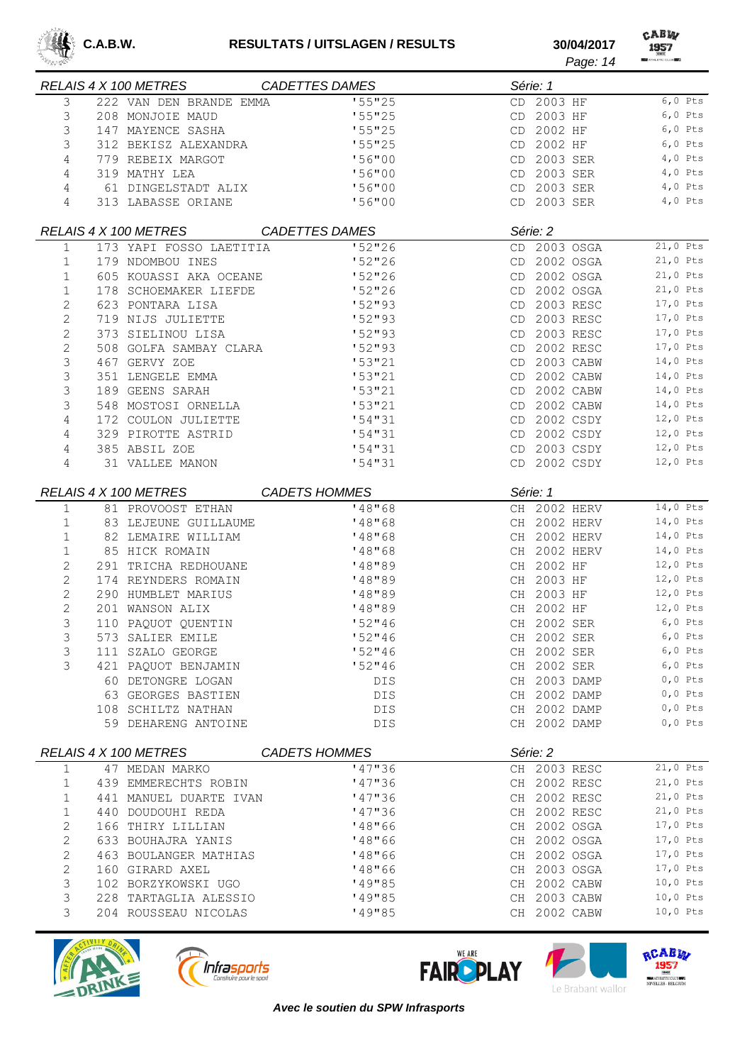## RELAIS 4 X 100 METRES — CADETTES DAMES — Série: 1

| Pl. | Dos. | Nom | Perf. | Cat. | Année | Club | Pts |
|---|---|---|---|---|---|---|---|
| 3 | 222 | VAN DEN BRANDE EMMA | '55"25 | CD | 2003 | HF | 6,0 Pts |
| 3 | 208 | MONJOIE MAUD | '55"25 | CD | 2003 | HF | 6,0 Pts |
| 3 | 147 | MAYENCE SASHA | '55"25 | CD | 2002 | HF | 6,0 Pts |
| 3 | 312 | BEKISZ ALEXANDRA | '55"25 | CD | 2002 | HF | 6,0 Pts |
| 4 | 779 | REBEIX MARGOT | '56"00 | CD | 2003 | SER | 4,0 Pts |
| 4 | 319 | MATHY LEA | '56"00 | CD | 2003 | SER | 4,0 Pts |
| 4 | 61 | DINGELSTADT ALIX | '56"00 | CD | 2003 | SER | 4,0 Pts |
| 4 | 313 | LABASSE ORIANE | '56"00 | CD | 2003 | SER | 4,0 Pts |

## RELAIS 4 X 100 METRES — CADETTES DAMES — Série: 2

| Pl. | Dos. | Nom | Perf. | Cat. | Année | Club | Pts |
|---|---|---|---|---|---|---|---|
| 1 | 173 | YAPI FOSSO LAETITIA | '52"26 | CD | 2003 | OSGA | 21,0 Pts |
| 1 | 179 | NDOMBOU INES | '52"26 | CD | 2002 | OSGA | 21,0 Pts |
| 1 | 605 | KOUASSI AKA OCEANE | '52"26 | CD | 2002 | OSGA | 21,0 Pts |
| 1 | 178 | SCHOEMAKER LIEFDE | '52"26 | CD | 2002 | OSGA | 21,0 Pts |
| 2 | 623 | PONTARA LISA | '52"93 | CD | 2003 | RESC | 17,0 Pts |
| 2 | 719 | NIJS JULIETTE | '52"93 | CD | 2003 | RESC | 17,0 Pts |
| 2 | 373 | SIELINOU LISA | '52"93 | CD | 2003 | RESC | 17,0 Pts |
| 2 | 508 | GOLFA SAMBAY CLARA | '52"93 | CD | 2002 | RESC | 17,0 Pts |
| 3 | 467 | GERVY ZOE | '53"21 | CD | 2003 | CABW | 14,0 Pts |
| 3 | 351 | LENGELE EMMA | '53"21 | CD | 2002 | CABW | 14,0 Pts |
| 3 | 189 | GEENS SARAH | '53"21 | CD | 2002 | CABW | 14,0 Pts |
| 3 | 548 | MOSTOSI ORNELLA | '53"21 | CD | 2002 | CABW | 14,0 Pts |
| 4 | 172 | COULON JULIETTE | '54"31 | CD | 2002 | CSDY | 12,0 Pts |
| 4 | 329 | PIROTTE ASTRID | '54"31 | CD | 2002 | CSDY | 12,0 Pts |
| 4 | 385 | ABSIL ZOE | '54"31 | CD | 2003 | CSDY | 12,0 Pts |
| 4 | 31 | VALLEE MANON | '54"31 | CD | 2002 | CSDY | 12,0 Pts |

## RELAIS 4 X 100 METRES — CADETS HOMMES — Série: 1

| Pl. | Dos. | Nom | Perf. | Cat. | Année | Club | Pts |
|---|---|---|---|---|---|---|---|
| 1 | 81 | PROVOOST ETHAN | '48"68 | CH | 2002 | HERV | 14,0 Pts |
| 1 | 83 | LEJEUNE GUILLAUME | '48"68 | CH | 2002 | HERV | 14,0 Pts |
| 1 | 82 | LEMAIRE WILLIAM | '48"68 | CH | 2002 | HERV | 14,0 Pts |
| 1 | 85 | HICK ROMAIN | '48"68 | CH | 2002 | HERV | 14,0 Pts |
| 2 | 291 | TRICHA REDHOUANE | '48"89 | CH | 2002 | HF | 12,0 Pts |
| 2 | 174 | REYNDERS ROMAIN | '48"89 | CH | 2003 | HF | 12,0 Pts |
| 2 | 290 | HUMBLET MARIUS | '48"89 | CH | 2003 | HF | 12,0 Pts |
| 2 | 201 | WANSON ALIX | '48"89 | CH | 2002 | HF | 12,0 Pts |
| 3 | 110 | PAQUOT QUENTIN | '52"46 | CH | 2002 | SER | 6,0 Pts |
| 3 | 573 | SALIER EMILE | '52"46 | CH | 2002 | SER | 6,0 Pts |
| 3 | 111 | SZALO GEORGE | '52"46 | CH | 2002 | SER | 6,0 Pts |
| 3 | 421 | PAQUOT BENJAMIN | '52"46 | CH | 2002 | SER | 6,0 Pts |
| | 60 | DETONGRE LOGAN | DIS | CH | 2003 | DAMP | 0,0 Pts |
| | 63 | GEORGES BASTIEN | DIS | CH | 2002 | DAMP | 0,0 Pts |
| | 108 | SCHILTZ NATHAN | DIS | CH | 2002 | DAMP | 0,0 Pts |
| | 59 | DEHARENG ANTOINE | DIS | CH | 2002 | DAMP | 0,0 Pts |

## RELAIS 4 X 100 METRES — CADETS HOMMES — Série: 2

| Pl. | Dos. | Nom | Perf. | Cat. | Année | Club | Pts |
|---|---|---|---|---|---|---|---|
| 1 | 47 | MEDAN MARKO | '47"36 | CH | 2003 | RESC | 21,0 Pts |
| 1 | 439 | EMMERECHTS ROBIN | '47"36 | CH | 2002 | RESC | 21,0 Pts |
| 1 | 441 | MANUEL DUARTE IVAN | '47"36 | CH | 2002 | RESC | 21,0 Pts |
| 1 | 440 | DOUDOUHI REDA | '47"36 | CH | 2002 | RESC | 21,0 Pts |
| 2 | 166 | THIRY LILLIAN | '48"66 | CH | 2002 | OSGA | 17,0 Pts |
| 2 | 633 | BOUHAJRA YANIS | '48"66 | CH | 2002 | OSGA | 17,0 Pts |
| 2 | 463 | BOULANGER MATHIAS | '48"66 | CH | 2002 | OSGA | 17,0 Pts |
| 2 | 160 | GIRARD AXEL | '48"66 | CH | 2003 | OSGA | 17,0 Pts |
| 3 | 102 | BORZYKOWSKI UGO | '49"85 | CH | 2002 | CABW | 10,0 Pts |
| 3 | 228 | TARTAGLIA ALESSIO | '49"85 | CH | 2003 | CABW | 10,0 Pts |
| 3 | 204 | ROUSSEAU NICOLAS | '49"85 | CH | 2002 | CABW | 10,0 Pts |

*Avec le soutien du SPW Infrasports*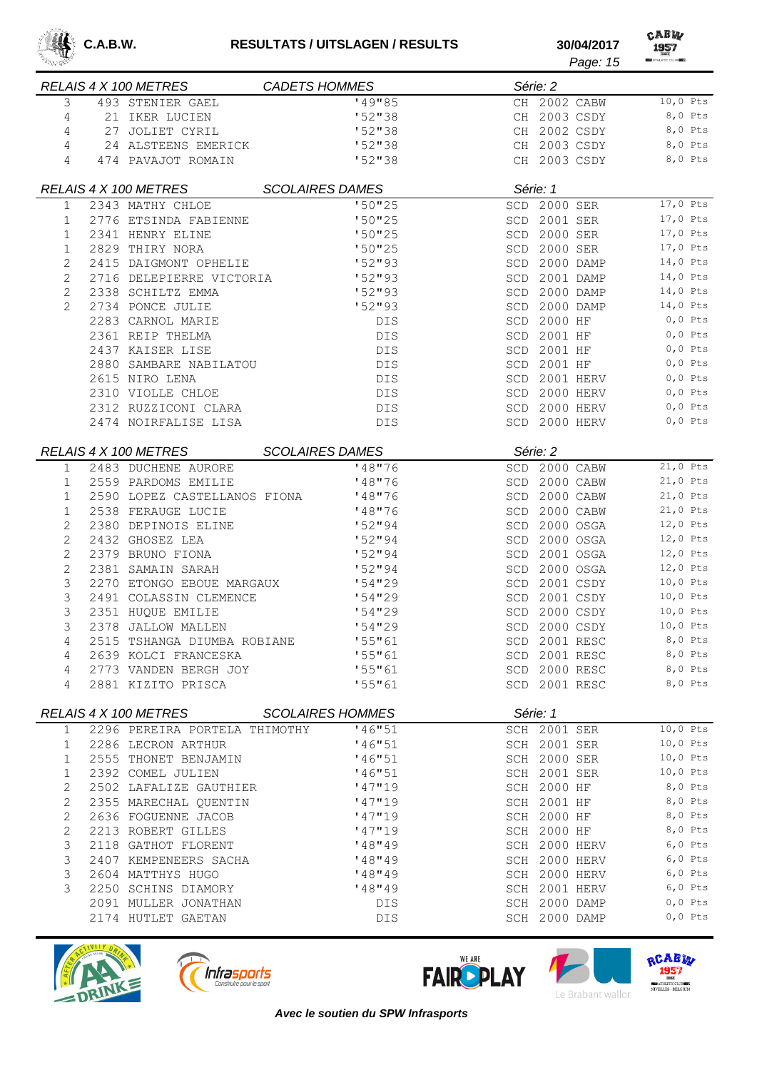## RELAIS 4 X 100 METRES — CADETS HOMMES — Série: 2

| | | | | | |
|---|---|---|---|---|---|
| 3 | 493 STENIER GAEL | '49"85 | CH 2002 CABW | 10,0 Pts |
| 4 | 21 IKER LUCIEN | '52"38 | CH 2003 CSDY | 8,0 Pts |
| 4 | 27 JOLIET CYRIL | '52"38 | CH 2002 CSDY | 8,0 Pts |
| 4 | 24 ALSTEENS EMERICK | '52"38 | CH 2003 CSDY | 8,0 Pts |
| 4 | 474 PAVAJOT ROMAIN | '52"38 | CH 2003 CSDY | 8,0 Pts |

## RELAIS 4 X 100 METRES — SCOLAIRES DAMES — Série: 1

| | | | | |
|---|---|---|---|---|
| 1 | 2343 MATHY CHLOE | '50"25 | SCD 2000 SER | 17,0 Pts |
| 1 | 2776 ETSINDA FABIENNE | '50"25 | SCD 2001 SER | 17,0 Pts |
| 1 | 2341 HENRY ELINE | '50"25 | SCD 2000 SER | 17,0 Pts |
| 1 | 2829 THIRY NORA | '50"25 | SCD 2000 SER | 17,0 Pts |
| 2 | 2415 DAIGMONT OPHELIE | '52"93 | SCD 2000 DAMP | 14,0 Pts |
| 2 | 2716 DELEPIERRE VICTORIA | '52"93 | SCD 2001 DAMP | 14,0 Pts |
| 2 | 2338 SCHILTZ EMMA | '52"93 | SCD 2000 DAMP | 14,0 Pts |
| 2 | 2734 PONCE JULIE | '52"93 | SCD 2000 DAMP | 14,0 Pts |
| | 2283 CARNOL MARIE | DIS | SCD 2000 HF | 0,0 Pts |
| | 2361 REIP THELMA | DIS | SCD 2001 HF | 0,0 Pts |
| | 2437 KAISER LISE | DIS | SCD 2001 HF | 0,0 Pts |
| | 2880 SAMBARE NABILATOU | DIS | SCD 2001 HF | 0,0 Pts |
| | 2615 NIRO LENA | DIS | SCD 2001 HERV | 0,0 Pts |
| | 2310 VIOLLE CHLOE | DIS | SCD 2000 HERV | 0,0 Pts |
| | 2312 RUZZICONI CLARA | DIS | SCD 2000 HERV | 0,0 Pts |
| | 2474 NOIRFALISE LISA | DIS | SCD 2000 HERV | 0,0 Pts |

## RELAIS 4 X 100 METRES — SCOLAIRES DAMES — Série: 2

| | | | | |
|---|---|---|---|---|
| 1 | 2483 DUCHENE AURORE | '48"76 | SCD 2000 CABW | 21,0 Pts |
| 1 | 2559 PARDOMS EMILIE | '48"76 | SCD 2000 CABW | 21,0 Pts |
| 1 | 2590 LOPEZ CASTELLANOS FIONA | '48"76 | SCD 2000 CABW | 21,0 Pts |
| 1 | 2538 FERAUGE LUCIE | '48"76 | SCD 2000 CABW | 21,0 Pts |
| 2 | 2380 DEPINOIS ELINE | '52"94 | SCD 2000 OSGA | 12,0 Pts |
| 2 | 2432 GHOSEZ LEA | '52"94 | SCD 2000 OSGA | 12,0 Pts |
| 2 | 2379 BRUNO FIONA | '52"94 | SCD 2001 OSGA | 12,0 Pts |
| 2 | 2381 SAMAIN SARAH | '52"94 | SCD 2000 OSGA | 12,0 Pts |
| 3 | 2270 ETONGO EBOUE MARGAUX | '54"29 | SCD 2001 CSDY | 10,0 Pts |
| 3 | 2491 COLASSIN CLEMENCE | '54"29 | SCD 2001 CSDY | 10,0 Pts |
| 3 | 2351 HUQUE EMILIE | '54"29 | SCD 2000 CSDY | 10,0 Pts |
| 3 | 2378 JALLOW MALLEN | '54"29 | SCD 2000 CSDY | 10,0 Pts |
| 4 | 2515 TSHANGA DIUMBA ROBIANE | '55"61 | SCD 2001 RESC | 8,0 Pts |
| 4 | 2639 KOLCI FRANCESKA | '55"61 | SCD 2001 RESC | 8,0 Pts |
| 4 | 2773 VANDEN BERGH JOY | '55"61 | SCD 2000 RESC | 8,0 Pts |
| 4 | 2881 KIZITO PRISCA | '55"61 | SCD 2001 RESC | 8,0 Pts |

## RELAIS 4 X 100 METRES — SCOLAIRES HOMMES — Série: 1

| | | | | |
|---|---|---|---|---|
| 1 | 2296 PEREIRA PORTELA THIMOTHY | '46"51 | SCH 2001 SER | 10,0 Pts |
| 1 | 2286 LECRON ARTHUR | '46"51 | SCH 2001 SER | 10,0 Pts |
| 1 | 2555 THONET BENJAMIN | '46"51 | SCH 2000 SER | 10,0 Pts |
| 1 | 2392 COMEL JULIEN | '46"51 | SCH 2001 SER | 10,0 Pts |
| 2 | 2502 LAFALIZE GAUTHIER | '47"19 | SCH 2000 HF | 8,0 Pts |
| 2 | 2355 MARECHAL QUENTIN | '47"19 | SCH 2001 HF | 8,0 Pts |
| 2 | 2636 FOGUENNE JACOB | '47"19 | SCH 2000 HF | 8,0 Pts |
| 2 | 2213 ROBERT GILLES | '47"19 | SCH 2000 HF | 8,0 Pts |
| 3 | 2118 GATHOT FLORENT | '48"49 | SCH 2000 HERV | 6,0 Pts |
| 3 | 2407 KEMPENEERS SACHA | '48"49 | SCH 2000 HERV | 6,0 Pts |
| 3 | 2604 MATTHYS HUGO | '48"49 | SCH 2000 HERV | 6,0 Pts |
| 3 | 2250 SCHINS DIAMORY | '48"49 | SCH 2001 HERV | 6,0 Pts |
| | 2091 MULLER JONATHAN | DIS | SCH 2000 DAMP | 0,0 Pts |
| | 2174 HUTLET GAETAN | DIS | SCH 2000 DAMP | 0,0 Pts |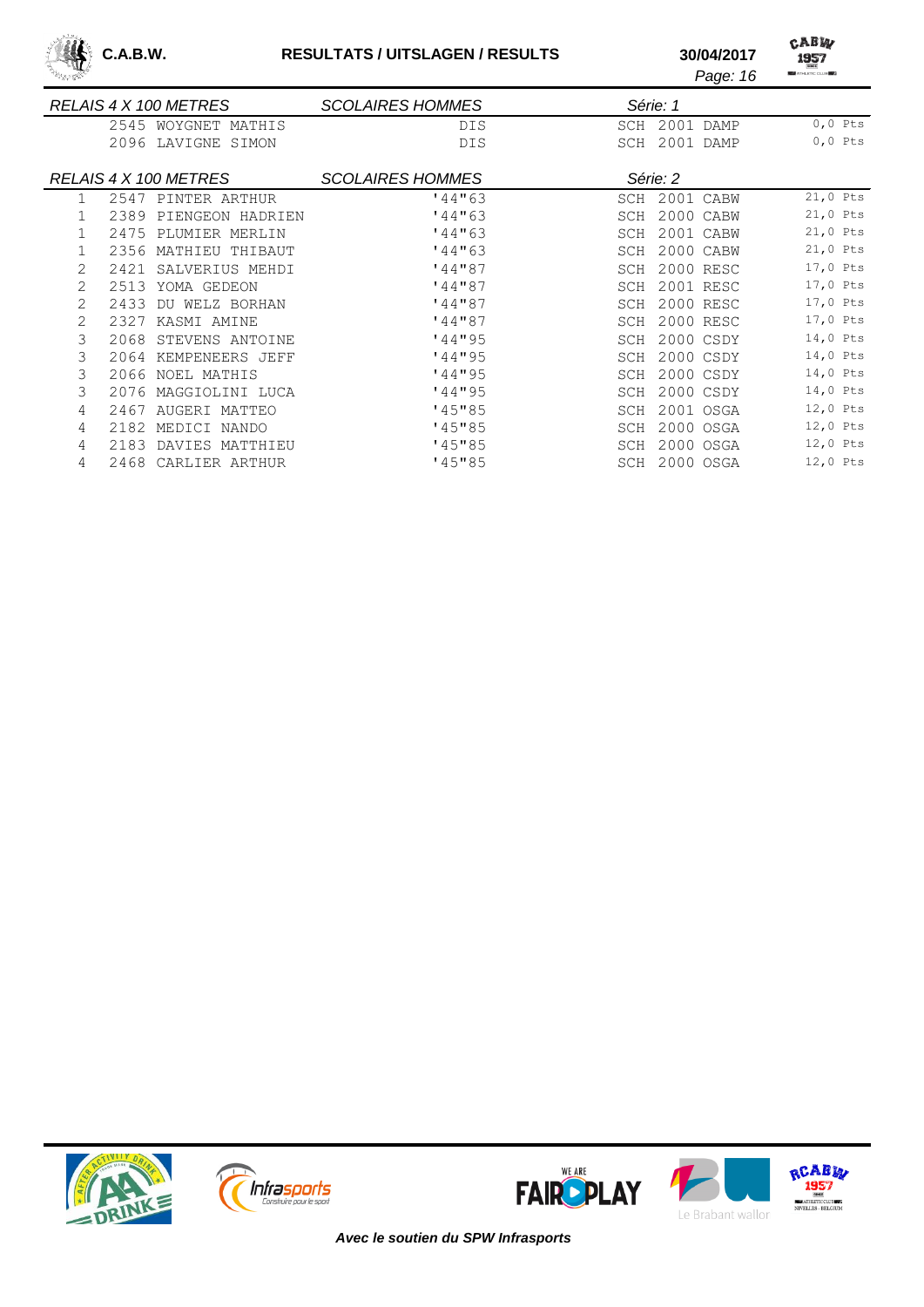*RELAIS 4 X 100 METRES* *SCOLAIRES HOMMES* *Série: 1*

| | | | | | | | |
|---|---|---|---|---|---|---|---|
| | 2545 | WOYGNET MATHIS | DIS | SCH | 2001 | DAMP | 0,0 Pts |
| | 2096 | LAVIGNE SIMON | DIS | SCH | 2001 | DAMP | 0,0 Pts |

*RELAIS 4 X 100 METRES* *SCOLAIRES HOMMES* *Série: 2*

| | | | | | | | |
|---|---|---|---|---|---|---|---|
| 1 | 2547 | PINTER ARTHUR | '44"63 | SCH | 2001 | CABW | 21,0 Pts |
| 1 | 2389 | PIENGEON HADRIEN | '44"63 | SCH | 2000 | CABW | 21,0 Pts |
| 1 | 2475 | PLUMIER MERLIN | '44"63 | SCH | 2001 | CABW | 21,0 Pts |
| 1 | 2356 | MATHIEU THIBAUT | '44"63 | SCH | 2000 | CABW | 21,0 Pts |
| 2 | 2421 | SALVERIUS MEHDI | '44"87 | SCH | 2000 | RESC | 17,0 Pts |
| 2 | 2513 | YOMA GEDEON | '44"87 | SCH | 2001 | RESC | 17,0 Pts |
| 2 | 2433 | DU WELZ BORHAN | '44"87 | SCH | 2000 | RESC | 17,0 Pts |
| 2 | 2327 | KASMI AMINE | '44"87 | SCH | 2000 | RESC | 17,0 Pts |
| 3 | 2068 | STEVENS ANTOINE | '44"95 | SCH | 2000 | CSDY | 14,0 Pts |
| 3 | 2064 | KEMPENEERS JEFF | '44"95 | SCH | 2000 | CSDY | 14,0 Pts |
| 3 | 2066 | NOEL MATHIS | '44"95 | SCH | 2000 | CSDY | 14,0 Pts |
| 3 | 2076 | MAGGIOLINI LUCA | '44"95 | SCH | 2000 | CSDY | 14,0 Pts |
| 4 | 2467 | AUGERI MATTEO | '45"85 | SCH | 2001 | OSGA | 12,0 Pts |
| 4 | 2182 | MEDICI NANDO | '45"85 | SCH | 2000 | OSGA | 12,0 Pts |
| 4 | 2183 | DAVIES MATTHIEU | '45"85 | SCH | 2000 | OSGA | 12,0 Pts |
| 4 | 2468 | CARLIER ARTHUR | '45"85 | SCH | 2000 | OSGA | 12,0 Pts |

***Avec le soutien du SPW Infrasports***